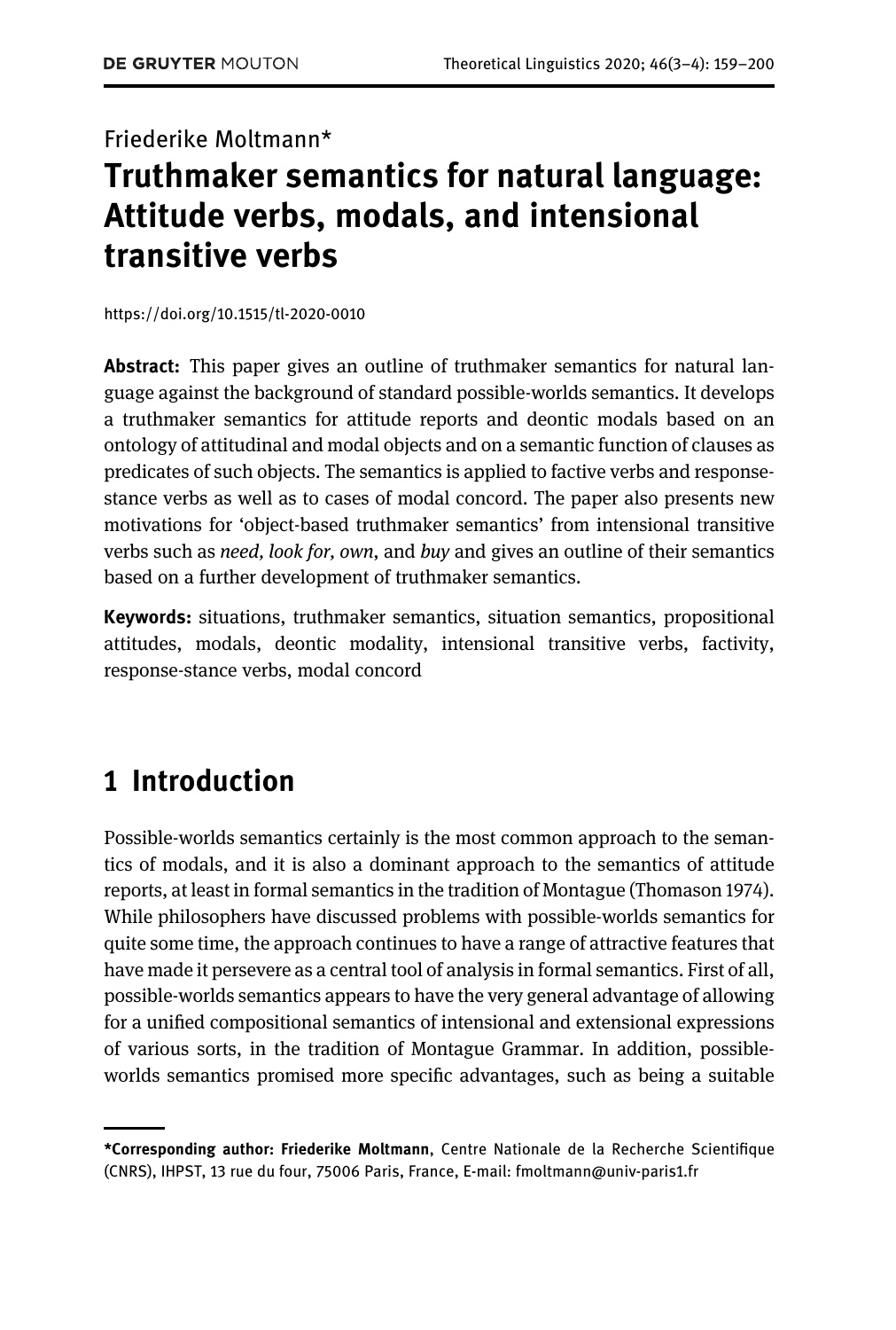Friederike Moltmann*

# Truthmaker semantics for natural language: Attitude verbs, modals, and intensional transitive verbs

https://doi.org/10.1515/tl-2020-0010

**Abstract:** This paper gives an outline of truthmaker semantics for natural language against the background of standard possible-worlds semantics. It develops a truthmaker semantics for attitude reports and deontic modals based on an ontology of attitudinal and modal objects and on a semantic function of clauses as predicates of such objects. The semantics is applied to factive verbs and response-stance verbs as well as to cases of modal concord. The paper also presents new motivations for 'object-based truthmaker semantics' from intensional transitive verbs such as *need, look for, own*, and *buy* and gives an outline of their semantics based on a further development of truthmaker semantics.

**Keywords:** situations, truthmaker semantics, situation semantics, propositional attitudes, modals, deontic modality, intensional transitive verbs, factivity, response-stance verbs, modal concord

## 1 Introduction

Possible-worlds semantics certainly is the most common approach to the semantics of modals, and it is also a dominant approach to the semantics of attitude reports, at least in formal semantics in the tradition of Montague (Thomason 1974). While philosophers have discussed problems with possible-worlds semantics for quite some time, the approach continues to have a range of attractive features that have made it persevere as a central tool of analysis in formal semantics. First of all, possible-worlds semantics appears to have the very general advantage of allowing for a unified compositional semantics of intensional and extensional expressions of various sorts, in the tradition of Montague Grammar. In addition, possible-worlds semantics promised more specific advantages, such as being a suitable

---

***Corresponding author: Friederike Moltmann**, Centre Nationale de la Recherche Scientifique (CNRS), IHPST, 13 rue du four, 75006 Paris, France, E-mail: fmoltmann@univ-paris1.fr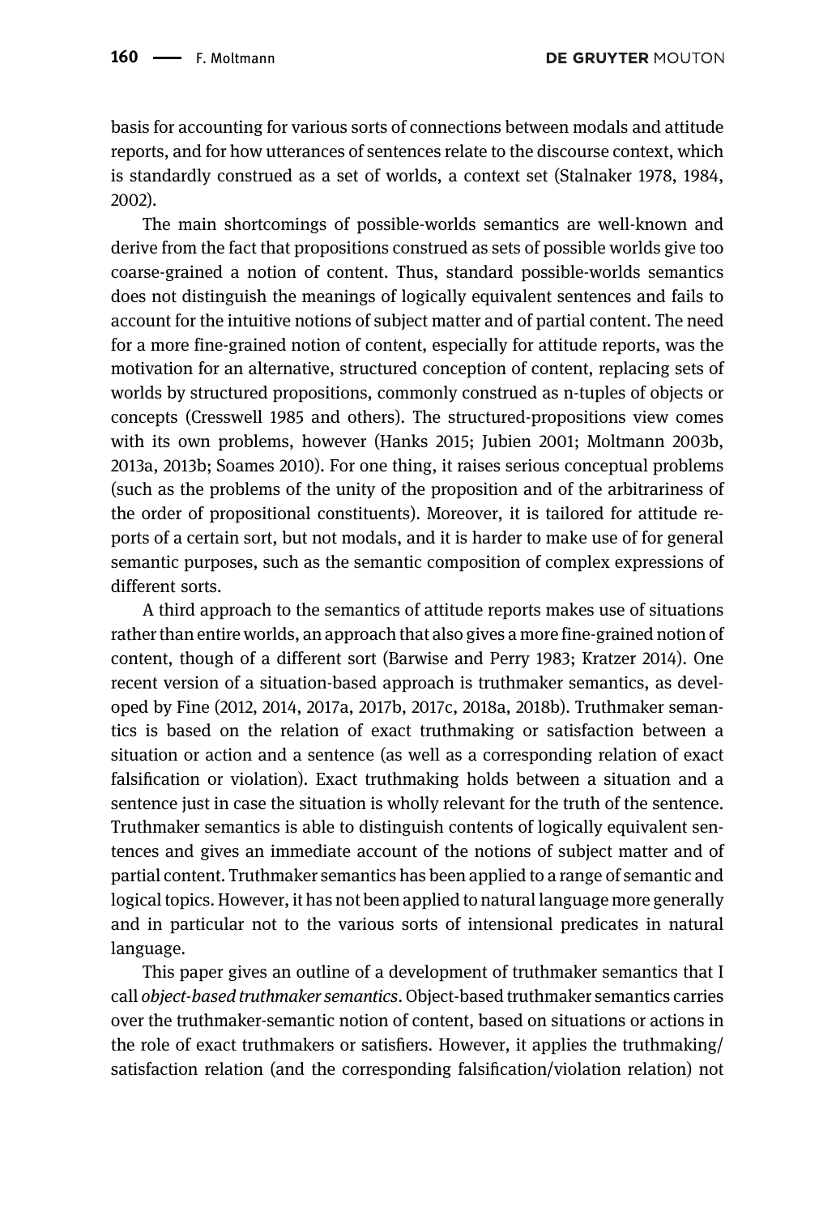basis for accounting for various sorts of connections between modals and attitude reports, and for how utterances of sentences relate to the discourse context, which is standardly construed as a set of worlds, a context set (Stalnaker 1978, 1984, 2002).

The main shortcomings of possible-worlds semantics are well-known and derive from the fact that propositions construed as sets of possible worlds give too coarse-grained a notion of content. Thus, standard possible-worlds semantics does not distinguish the meanings of logically equivalent sentences and fails to account for the intuitive notions of subject matter and of partial content. The need for a more fine-grained notion of content, especially for attitude reports, was the motivation for an alternative, structured conception of content, replacing sets of worlds by structured propositions, commonly construed as n-tuples of objects or concepts (Cresswell 1985 and others). The structured-propositions view comes with its own problems, however (Hanks 2015; Jubien 2001; Moltmann 2003b, 2013a, 2013b; Soames 2010). For one thing, it raises serious conceptual problems (such as the problems of the unity of the proposition and of the arbitrariness of the order of propositional constituents). Moreover, it is tailored for attitude reports of a certain sort, but not modals, and it is harder to make use of for general semantic purposes, such as the semantic composition of complex expressions of different sorts.

A third approach to the semantics of attitude reports makes use of situations rather than entire worlds, an approach that also gives a more fine-grained notion of content, though of a different sort (Barwise and Perry 1983; Kratzer 2014). One recent version of a situation-based approach is truthmaker semantics, as developed by Fine (2012, 2014, 2017a, 2017b, 2017c, 2018a, 2018b). Truthmaker semantics is based on the relation of exact truthmaking or satisfaction between a situation or action and a sentence (as well as a corresponding relation of exact falsification or violation). Exact truthmaking holds between a situation and a sentence just in case the situation is wholly relevant for the truth of the sentence. Truthmaker semantics is able to distinguish contents of logically equivalent sentences and gives an immediate account of the notions of subject matter and of partial content. Truthmaker semantics has been applied to a range of semantic and logical topics. However, it has not been applied to natural language more generally and in particular not to the various sorts of intensional predicates in natural language.

This paper gives an outline of a development of truthmaker semantics that I call *object-based truthmaker semantics*. Object-based truthmaker semantics carries over the truthmaker-semantic notion of content, based on situations or actions in the role of exact truthmakers or satisfiers. However, it applies the truthmaking/satisfaction relation (and the corresponding falsification/violation relation) not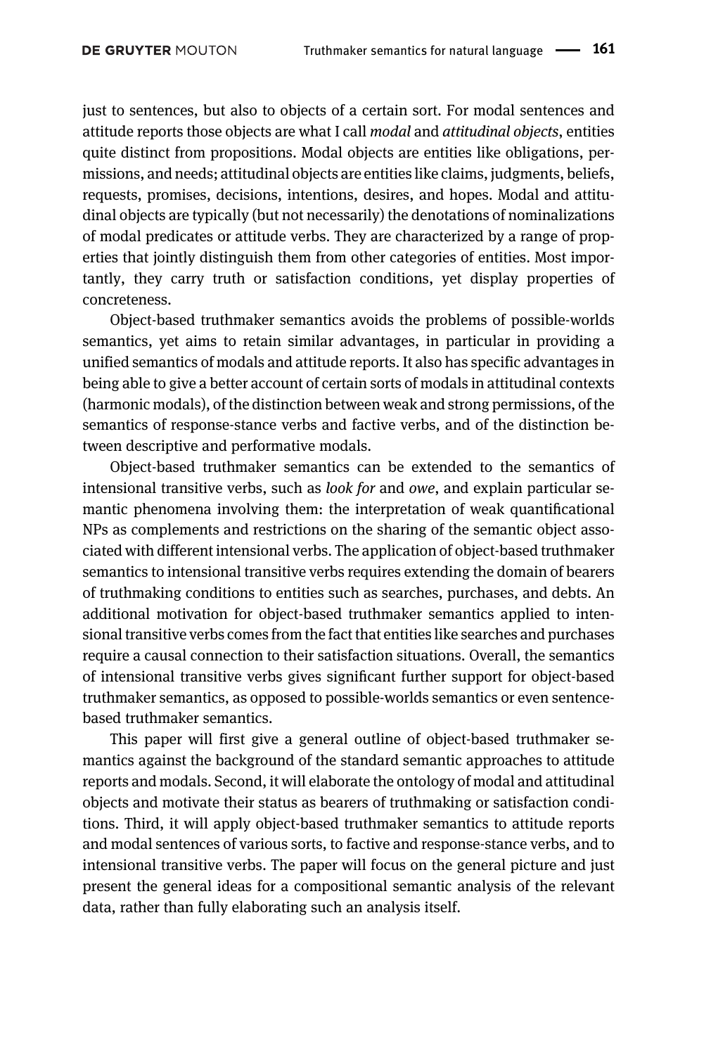just to sentences, but also to objects of a certain sort. For modal sentences and attitude reports those objects are what I call *modal* and *attitudinal objects*, entities quite distinct from propositions. Modal objects are entities like obligations, permissions, and needs; attitudinal objects are entities like claims, judgments, beliefs, requests, promises, decisions, intentions, desires, and hopes. Modal and attitudinal objects are typically (but not necessarily) the denotations of nominalizations of modal predicates or attitude verbs. They are characterized by a range of properties that jointly distinguish them from other categories of entities. Most importantly, they carry truth or satisfaction conditions, yet display properties of concreteness.

Object-based truthmaker semantics avoids the problems of possible-worlds semantics, yet aims to retain similar advantages, in particular in providing a unified semantics of modals and attitude reports. It also has specific advantages in being able to give a better account of certain sorts of modals in attitudinal contexts (harmonic modals), of the distinction between weak and strong permissions, of the semantics of response-stance verbs and factive verbs, and of the distinction between descriptive and performative modals.

Object-based truthmaker semantics can be extended to the semantics of intensional transitive verbs, such as *look for* and *owe*, and explain particular semantic phenomena involving them: the interpretation of weak quantificational NPs as complements and restrictions on the sharing of the semantic object associated with different intensional verbs. The application of object-based truthmaker semantics to intensional transitive verbs requires extending the domain of bearers of truthmaking conditions to entities such as searches, purchases, and debts. An additional motivation for object-based truthmaker semantics applied to intensional transitive verbs comes from the fact that entities like searches and purchases require a causal connection to their satisfaction situations. Overall, the semantics of intensional transitive verbs gives significant further support for object-based truthmaker semantics, as opposed to possible-worlds semantics or even sentence-based truthmaker semantics.

This paper will first give a general outline of object-based truthmaker semantics against the background of the standard semantic approaches to attitude reports and modals. Second, it will elaborate the ontology of modal and attitudinal objects and motivate their status as bearers of truthmaking or satisfaction conditions. Third, it will apply object-based truthmaker semantics to attitude reports and modal sentences of various sorts, to factive and response-stance verbs, and to intensional transitive verbs. The paper will focus on the general picture and just present the general ideas for a compositional semantic analysis of the relevant data, rather than fully elaborating such an analysis itself.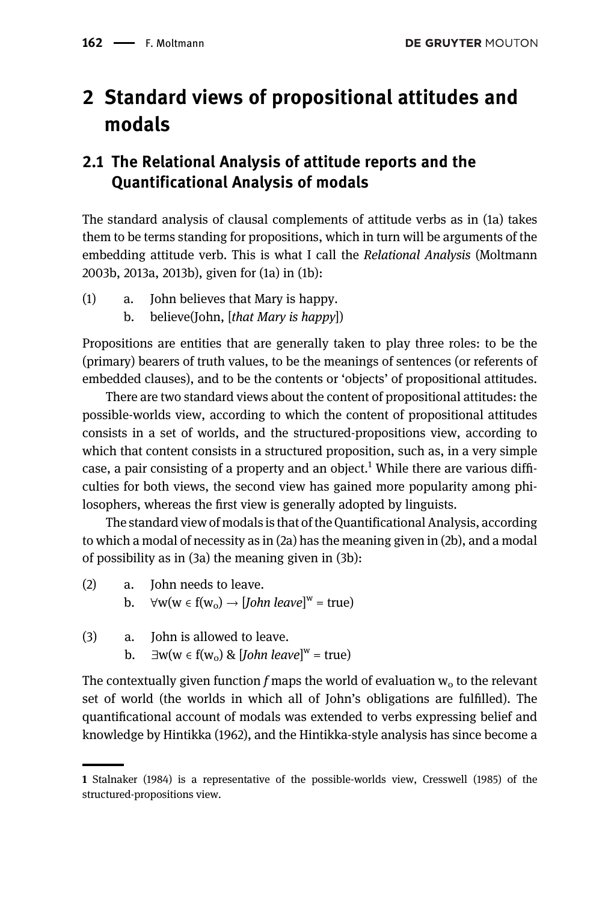# 2 Standard views of propositional attitudes and modals

## 2.1 The Relational Analysis of attitude reports and the Quantificational Analysis of modals

The standard analysis of clausal complements of attitude verbs as in (1a) takes them to be terms standing for propositions, which in turn will be arguments of the embedding attitude verb. This is what I call the *Relational Analysis* (Moltmann 2003b, 2013a, 2013b), given for (1a) in (1b):

(1) a. John believes that Mary is happy.
  b. believe(John, [*that Mary is happy*])

Propositions are entities that are generally taken to play three roles: to be the (primary) bearers of truth values, to be the meanings of sentences (or referents of embedded clauses), and to be the contents or 'objects' of propositional attitudes.

There are two standard views about the content of propositional attitudes: the possible-worlds view, according to which the content of propositional attitudes consists in a set of worlds, and the structured-propositions view, according to which that content consists in a structured proposition, such as, in a very simple case, a pair consisting of a property and an object.[1] While there are various difficulties for both views, the second view has gained more popularity among philosophers, whereas the first view is generally adopted by linguists.

The standard view of modals is that of the Quantificational Analysis, according to which a modal of necessity as in (2a) has the meaning given in (2b), and a modal of possibility as in (3a) the meaning given in (3b):

(2) a. John needs to leave.
  b. $\forall w(w \in f(w_o) \rightarrow [\textit{John leave}]^w = \text{true})$

(3) a. John is allowed to leave.
  b. $\exists w(w \in f(w_o) \;\&\; [\textit{John leave}]^w = \text{true})$

The contextually given function *f* maps the world of evaluation $w_o$ to the relevant set of world (the worlds in which all of John's obligations are fulfilled). The quantificational account of modals was extended to verbs expressing belief and knowledge by Hintikka (1962), and the Hintikka-style analysis has since become a

---

1 Stalnaker (1984) is a representative of the possible-worlds view, Cresswell (1985) of the structured-propositions view.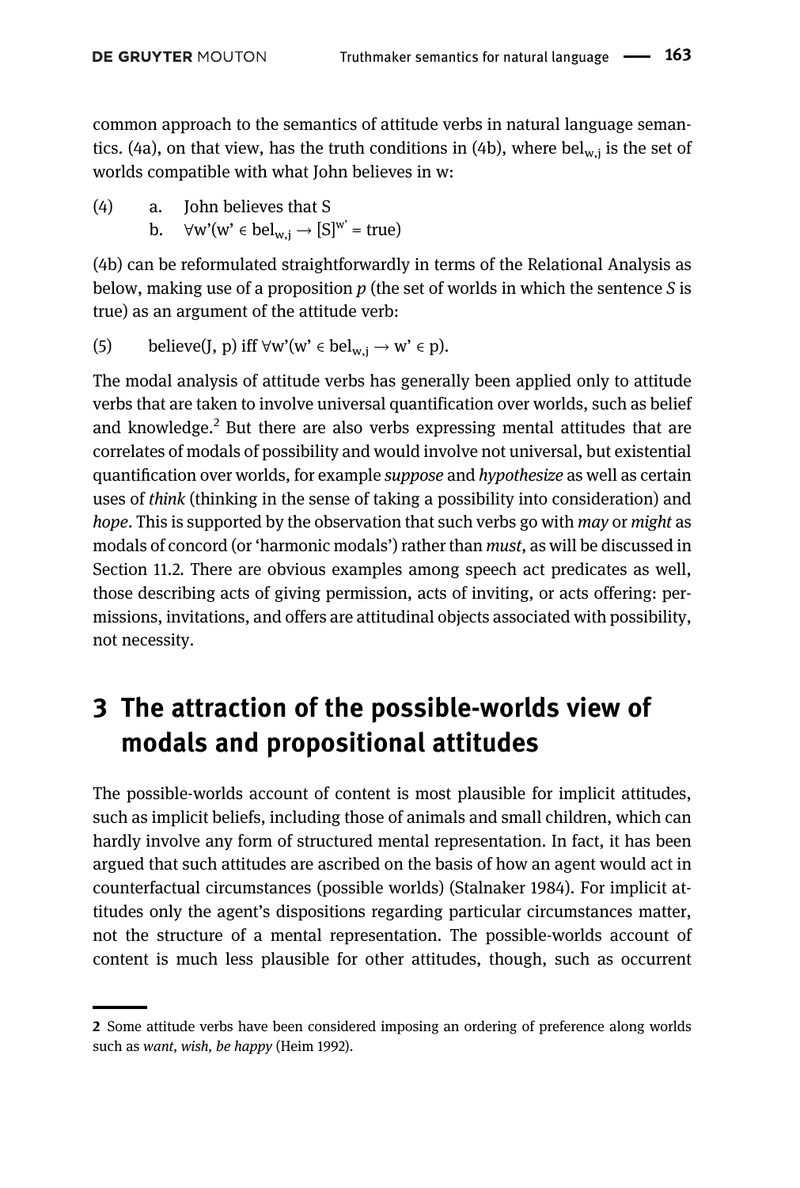common approach to the semantics of attitude verbs in natural language semantics. (4a), on that view, has the truth conditions in (4b), where $bel_{w,j}$ is the set of worlds compatible with what John believes in w:

(4) a. John believes that S
 b. $\forall w'(w' \in bel_{w,j} \rightarrow [S]^{w'} = \text{true})$

(4b) can be reformulated straightforwardly in terms of the Relational Analysis as below, making use of a proposition *p* (the set of worlds in which the sentence *S* is true) as an argument of the attitude verb:

(5) $\text{believe}(J, p)$ iff $\forall w'(w' \in bel_{w,j} \rightarrow w' \in p)$.

The modal analysis of attitude verbs has generally been applied only to attitude verbs that are taken to involve universal quantification over worlds, such as belief and knowledge.[2] But there are also verbs expressing mental attitudes that are correlates of modals of possibility and would involve not universal, but existential quantification over worlds, for example *suppose* and *hypothesize* as well as certain uses of *think* (thinking in the sense of taking a possibility into consideration) and *hope*. This is supported by the observation that such verbs go with *may* or *might* as modals of concord (or 'harmonic modals') rather than *must*, as will be discussed in Section 11.2. There are obvious examples among speech act predicates as well, those describing acts of giving permission, acts of inviting, or acts offering: permissions, invitations, and offers are attitudinal objects associated with possibility, not necessity.

## 3 The attraction of the possible-worlds view of modals and propositional attitudes

The possible-worlds account of content is most plausible for implicit attitudes, such as implicit beliefs, including those of animals and small children, which can hardly involve any form of structured mental representation. In fact, it has been argued that such attitudes are ascribed on the basis of how an agent would act in counterfactual circumstances (possible worlds) (Stalnaker 1984). For implicit attitudes only the agent's dispositions regarding particular circumstances matter, not the structure of a mental representation. The possible-worlds account of content is much less plausible for other attitudes, though, such as occurrent

---

2 Some attitude verbs have been considered imposing an ordering of preference along worlds such as *want*, *wish*, *be happy* (Heim 1992).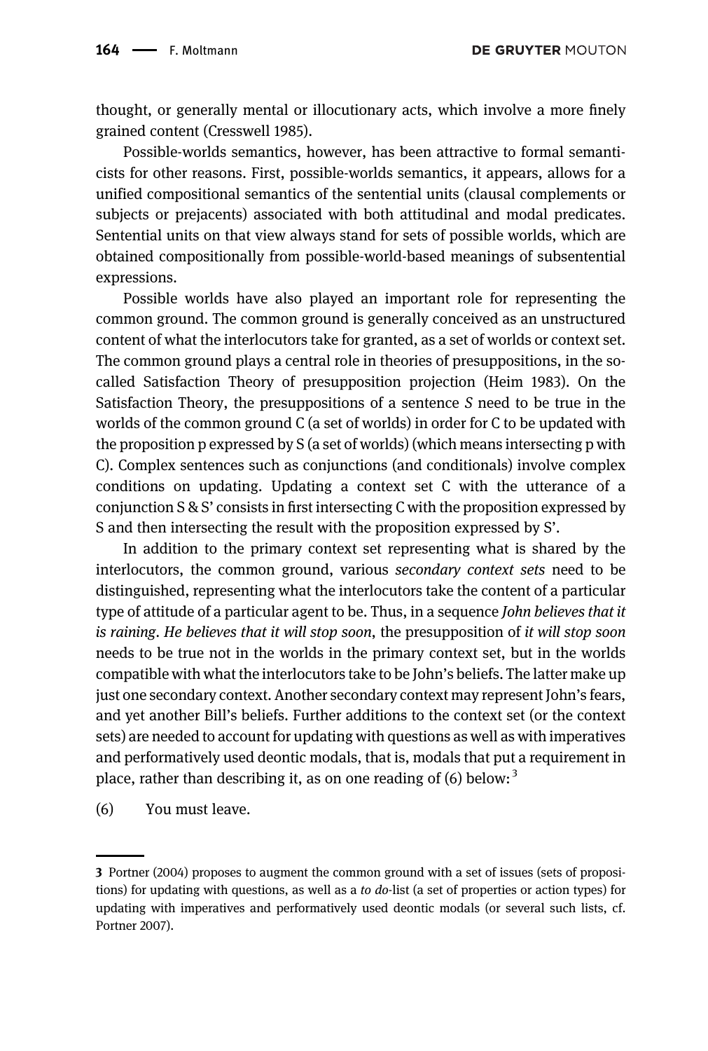thought, or generally mental or illocutionary acts, which involve a more finely grained content (Cresswell 1985).

Possible-worlds semantics, however, has been attractive to formal semanticists for other reasons. First, possible-worlds semantics, it appears, allows for a unified compositional semantics of the sentential units (clausal complements or subjects or prejacents) associated with both attitudinal and modal predicates. Sentential units on that view always stand for sets of possible worlds, which are obtained compositionally from possible-world-based meanings of subsentential expressions.

Possible worlds have also played an important role for representing the common ground. The common ground is generally conceived as an unstructured content of what the interlocutors take for granted, as a set of worlds or context set. The common ground plays a central role in theories of presuppositions, in the so-called Satisfaction Theory of presupposition projection (Heim 1983). On the Satisfaction Theory, the presuppositions of a sentence *S* need to be true in the worlds of the common ground C (a set of worlds) in order for C to be updated with the proposition p expressed by S (a set of worlds) (which means intersecting p with C). Complex sentences such as conjunctions (and conditionals) involve complex conditions on updating. Updating a context set C with the utterance of a conjunction S & S' consists in first intersecting C with the proposition expressed by S and then intersecting the result with the proposition expressed by S'.

In addition to the primary context set representing what is shared by the interlocutors, the common ground, various *secondary context sets* need to be distinguished, representing what the interlocutors take the content of a particular type of attitude of a particular agent to be. Thus, in a sequence *John believes that it is raining. He believes that it will stop soon*, the presupposition of *it will stop soon* needs to be true not in the worlds in the primary context set, but in the worlds compatible with what the interlocutors take to be John's beliefs. The latter make up just one secondary context. Another secondary context may represent John's fears, and yet another Bill's beliefs. Further additions to the context set (or the context sets) are needed to account for updating with questions as well as with imperatives and performatively used deontic modals, that is, modals that put a requirement in place, rather than describing it, as on one reading of (6) below:[3]

(6) You must leave.

---

3 Portner (2004) proposes to augment the common ground with a set of issues (sets of propositions) for updating with questions, as well as a *to do*-list (a set of properties or action types) for updating with imperatives and performatively used deontic modals (or several such lists, cf. Portner 2007).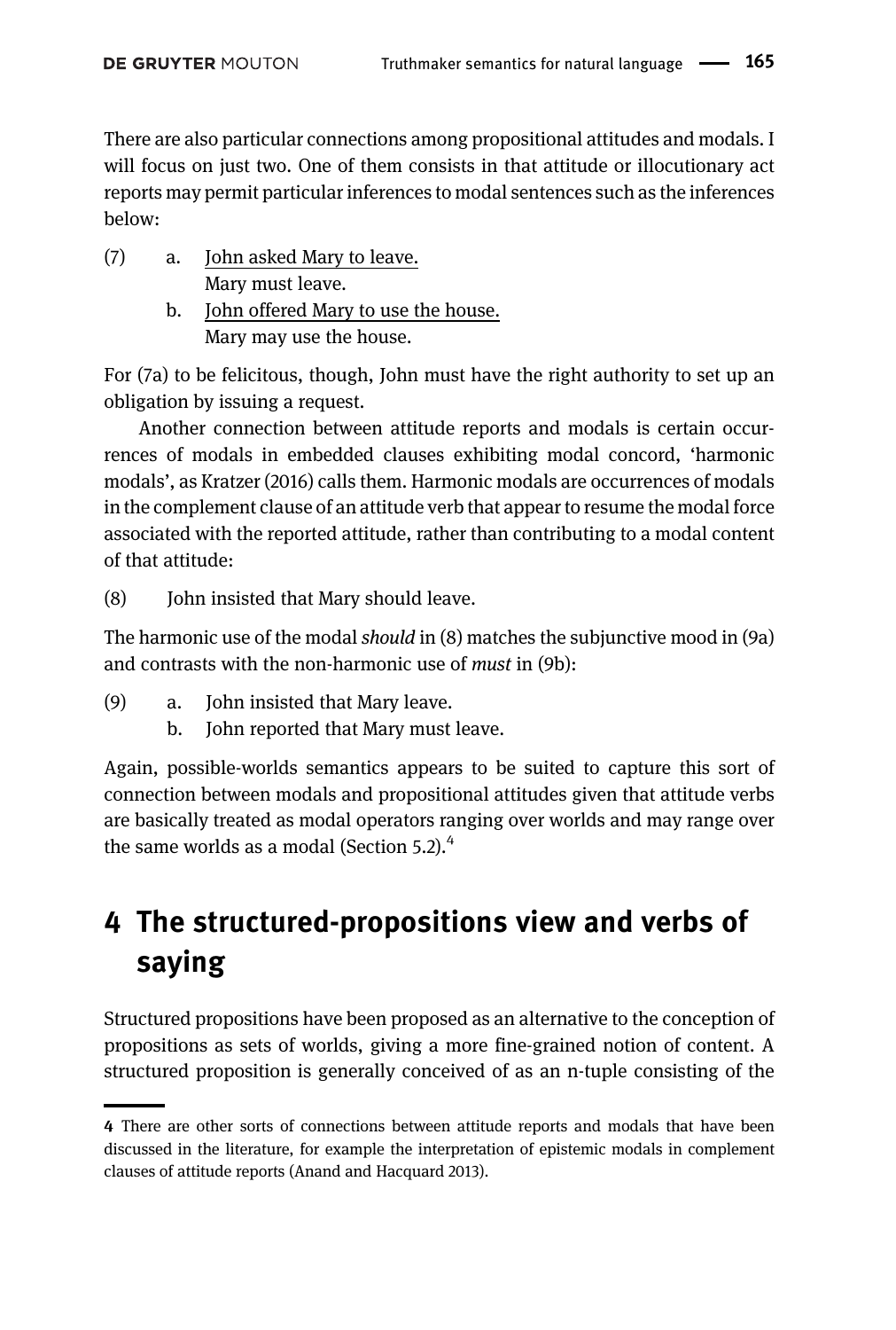There are also particular connections among propositional attitudes and modals. I will focus on just two. One of them consists in that attitude or illocutionary act reports may permit particular inferences to modal sentences such as the inferences below:

(7) a. John asked Mary to leave.
 Mary must leave.
 b. John offered Mary to use the house.
 Mary may use the house.

For (7a) to be felicitous, though, John must have the right authority to set up an obligation by issuing a request.

Another connection between attitude reports and modals is certain occurrences of modals in embedded clauses exhibiting modal concord, 'harmonic modals', as Kratzer (2016) calls them. Harmonic modals are occurrences of modals in the complement clause of an attitude verb that appear to resume the modal force associated with the reported attitude, rather than contributing to a modal content of that attitude:

(8) John insisted that Mary should leave.

The harmonic use of the modal *should* in (8) matches the subjunctive mood in (9a) and contrasts with the non-harmonic use of *must* in (9b):

(9) a. John insisted that Mary leave.
 b. John reported that Mary must leave.

Again, possible-worlds semantics appears to be suited to capture this sort of connection between modals and propositional attitudes given that attitude verbs are basically treated as modal operators ranging over worlds and may range over the same worlds as a modal (Section 5.2).[4]

# 4 The structured-propositions view and verbs of saying

Structured propositions have been proposed as an alternative to the conception of propositions as sets of worlds, giving a more fine-grained notion of content. A structured proposition is generally conceived of as an n-tuple consisting of the

---

**4** There are other sorts of connections between attitude reports and modals that have been discussed in the literature, for example the interpretation of epistemic modals in complement clauses of attitude reports (Anand and Hacquard 2013).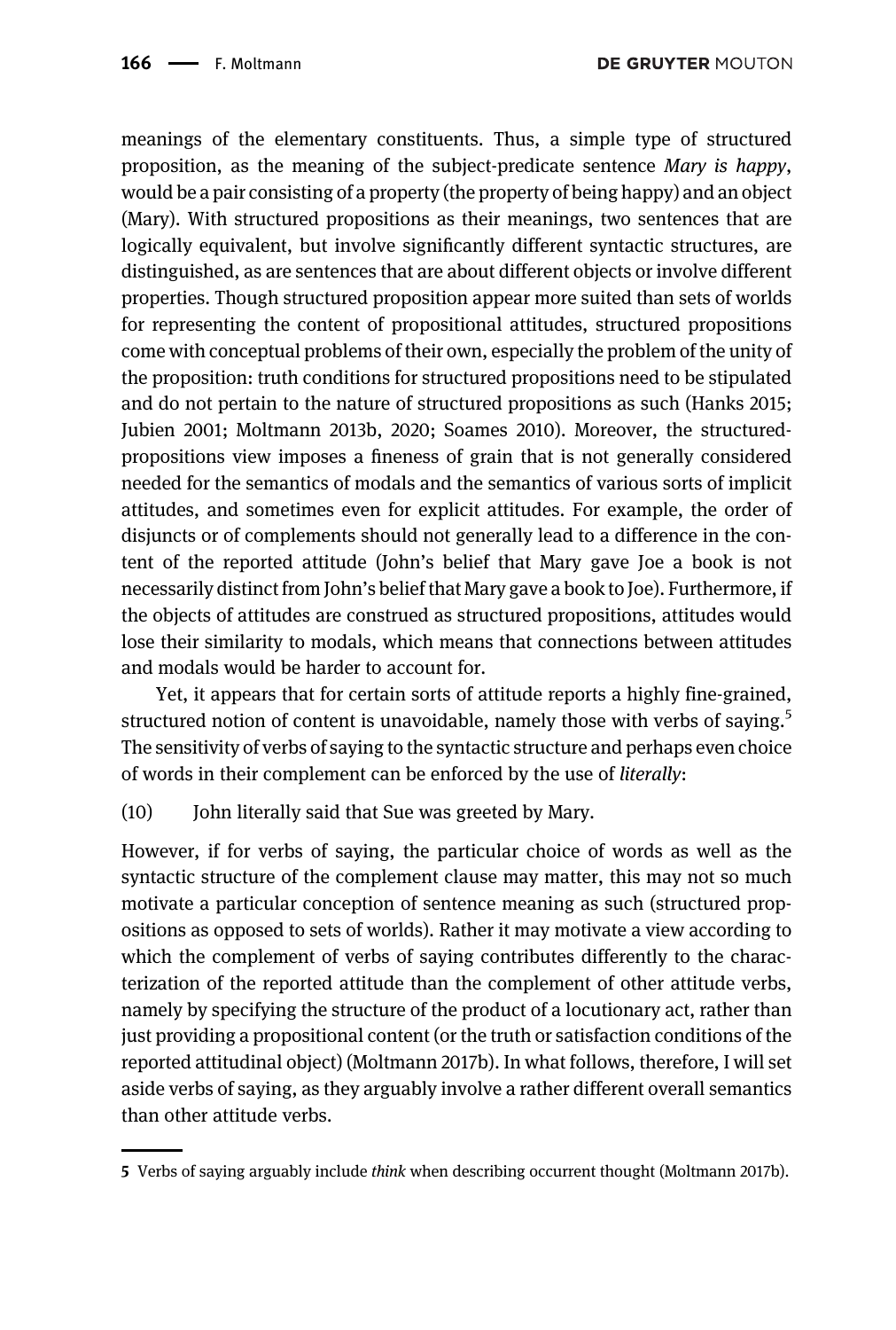meanings of the elementary constituents. Thus, a simple type of structured proposition, as the meaning of the subject-predicate sentence *Mary is happy*, would be a pair consisting of a property (the property of being happy) and an object (Mary). With structured propositions as their meanings, two sentences that are logically equivalent, but involve significantly different syntactic structures, are distinguished, as are sentences that are about different objects or involve different properties. Though structured proposition appear more suited than sets of worlds for representing the content of propositional attitudes, structured propositions come with conceptual problems of their own, especially the problem of the unity of the proposition: truth conditions for structured propositions need to be stipulated and do not pertain to the nature of structured propositions as such (Hanks 2015; Jubien 2001; Moltmann 2013b, 2020; Soames 2010). Moreover, the structured-propositions view imposes a fineness of grain that is not generally considered needed for the semantics of modals and the semantics of various sorts of implicit attitudes, and sometimes even for explicit attitudes. For example, the order of disjuncts or of complements should not generally lead to a difference in the content of the reported attitude (John's belief that Mary gave Joe a book is not necessarily distinct from John's belief that Mary gave a book to Joe). Furthermore, if the objects of attitudes are construed as structured propositions, attitudes would lose their similarity to modals, which means that connections between attitudes and modals would be harder to account for.

Yet, it appears that for certain sorts of attitude reports a highly fine-grained, structured notion of content is unavoidable, namely those with verbs of saying.[5] The sensitivity of verbs of saying to the syntactic structure and perhaps even choice of words in their complement can be enforced by the use of *literally*:

(10) John literally said that Sue was greeted by Mary.

However, if for verbs of saying, the particular choice of words as well as the syntactic structure of the complement clause may matter, this may not so much motivate a particular conception of sentence meaning as such (structured propositions as opposed to sets of worlds). Rather it may motivate a view according to which the complement of verbs of saying contributes differently to the characterization of the reported attitude than the complement of other attitude verbs, namely by specifying the structure of the product of a locutionary act, rather than just providing a propositional content (or the truth or satisfaction conditions of the reported attitudinal object) (Moltmann 2017b). In what follows, therefore, I will set aside verbs of saying, as they arguably involve a rather different overall semantics than other attitude verbs.

---

5 Verbs of saying arguably include *think* when describing occurrent thought (Moltmann 2017b).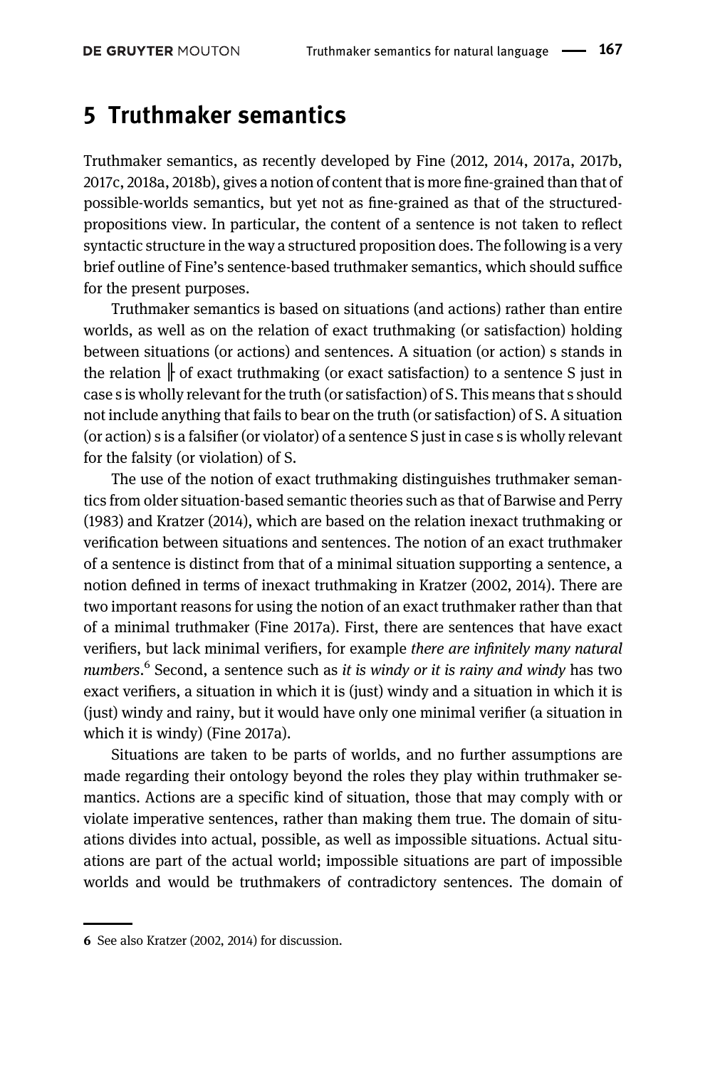## 5 Truthmaker semantics

Truthmaker semantics, as recently developed by Fine (2012, 2014, 2017a, 2017b, 2017c, 2018a, 2018b), gives a notion of content that is more fine-grained than that of possible-worlds semantics, but yet not as fine-grained as that of the structured-propositions view. In particular, the content of a sentence is not taken to reflect syntactic structure in the way a structured proposition does. The following is a very brief outline of Fine's sentence-based truthmaker semantics, which should suffice for the present purposes.

Truthmaker semantics is based on situations (and actions) rather than entire worlds, as well as on the relation of exact truthmaking (or satisfaction) holding between situations (or actions) and sentences. A situation (or action) s stands in the relation ⊩ of exact truthmaking (or exact satisfaction) to a sentence S just in case s is wholly relevant for the truth (or satisfaction) of S. This means that s should not include anything that fails to bear on the truth (or satisfaction) of S. A situation (or action) s is a falsifier (or violator) of a sentence S just in case s is wholly relevant for the falsity (or violation) of S.

The use of the notion of exact truthmaking distinguishes truthmaker semantics from older situation-based semantic theories such as that of Barwise and Perry (1983) and Kratzer (2014), which are based on the relation inexact truthmaking or verification between situations and sentences. The notion of an exact truthmaker of a sentence is distinct from that of a minimal situation supporting a sentence, a notion defined in terms of inexact truthmaking in Kratzer (2002, 2014). There are two important reasons for using the notion of an exact truthmaker rather than that of a minimal truthmaker (Fine 2017a). First, there are sentences that have exact verifiers, but lack minimal verifiers, for example *there are infinitely many natural numbers*.[6] Second, a sentence such as *it is windy or it is rainy and windy* has two exact verifiers, a situation in which it is (just) windy and a situation in which it is (just) windy and rainy, but it would have only one minimal verifier (a situation in which it is windy) (Fine 2017a).

Situations are taken to be parts of worlds, and no further assumptions are made regarding their ontology beyond the roles they play within truthmaker semantics. Actions are a specific kind of situation, those that may comply with or violate imperative sentences, rather than making them true. The domain of situations divides into actual, possible, as well as impossible situations. Actual situations are part of the actual world; impossible situations are part of impossible worlds and would be truthmakers of contradictory sentences. The domain of

---

6 See also Kratzer (2002, 2014) for discussion.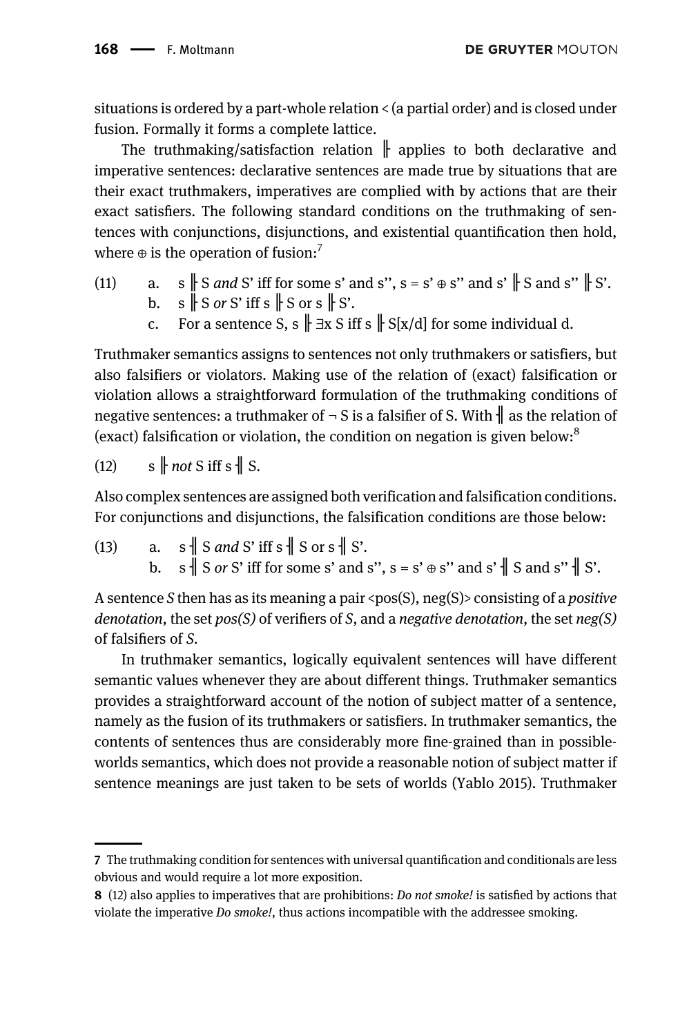situations is ordered by a part-whole relation < (a partial order) and is closed under fusion. Formally it forms a complete lattice.

The truthmaking/satisfaction relation ╟ applies to both declarative and imperative sentences: declarative sentences are made true by situations that are their exact truthmakers, imperatives are complied with by actions that are their exact satisfiers. The following standard conditions on the truthmaking of sentences with conjunctions, disjunctions, and existential quantification then hold, where ⊕ is the operation of fusion:[7]

(11) a. s ╟ S *and* S' iff for some s' and s'', s = s' ⊕ s'' and s' ╟ S and s'' ╟ S'.
 b. s ╟ S *or* S' iff s ╟ S or s ╟ S'.
 c. For a sentence S, s ╟ ∃x S iff s ╟ S[x/d] for some individual d.

Truthmaker semantics assigns to sentences not only truthmakers or satisfiers, but also falsifiers or violators. Making use of the relation of (exact) falsification or violation allows a straightforward formulation of the truthmaking conditions of negative sentences: a truthmaker of ¬ S is a falsifier of S. With ╢ as the relation of (exact) falsification or violation, the condition on negation is given below:[8]

(12) s ╟ *not* S iff s ╢ S.

Also complex sentences are assigned both verification and falsification conditions. For conjunctions and disjunctions, the falsification conditions are those below:

(13) a. s ╢ S *and* S' iff s ╢ S or s ╢ S'.
 b. s ╢ S *or* S' iff for some s' and s'', s = s' ⊕ s'' and s' ╢ S and s'' ╢ S'.

A sentence *S* then has as its meaning a pair <pos(S), neg(S)> consisting of a *positive denotation*, the set *pos(S)* of verifiers of *S*, and a *negative denotation*, the set *neg(S)* of falsifiers of *S*.

In truthmaker semantics, logically equivalent sentences will have different semantic values whenever they are about different things. Truthmaker semantics provides a straightforward account of the notion of subject matter of a sentence, namely as the fusion of its truthmakers or satisfiers. In truthmaker semantics, the contents of sentences thus are considerably more fine-grained than in possible-worlds semantics, which does not provide a reasonable notion of subject matter if sentence meanings are just taken to be sets of worlds (Yablo 2015). Truthmaker

---

**7** The truthmaking condition for sentences with universal quantification and conditionals are less obvious and would require a lot more exposition.

**8** (12) also applies to imperatives that are prohibitions: *Do not smoke!* is satisfied by actions that violate the imperative *Do smoke!*, thus actions incompatible with the addressee smoking.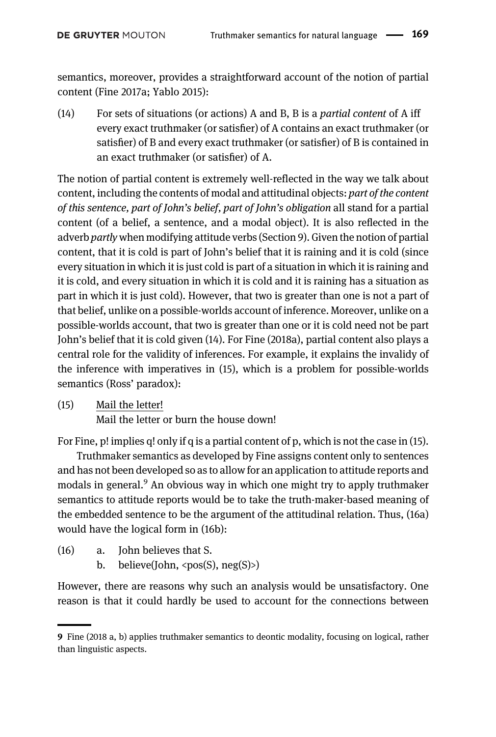semantics, moreover, provides a straightforward account of the notion of partial content (Fine 2017a; Yablo 2015):

(14) For sets of situations (or actions) A and B, B is a *partial content* of A iff every exact truthmaker (or satisfier) of A contains an exact truthmaker (or satisfier) of B and every exact truthmaker (or satisfier) of B is contained in an exact truthmaker (or satisfier) of A.

The notion of partial content is extremely well-reflected in the way we talk about content, including the contents of modal and attitudinal objects: *part of the content of this sentence, part of John's belief, part of John's obligation* all stand for a partial content (of a belief, a sentence, and a modal object). It is also reflected in the adverb *partly* when modifying attitude verbs (Section 9). Given the notion of partial content, that it is cold is part of John's belief that it is raining and it is cold (since every situation in which it is just cold is part of a situation in which it is raining and it is cold, and every situation in which it is cold and it is raining has a situation as part in which it is just cold). However, that two is greater than one is not a part of that belief, unlike on a possible-worlds account of inference. Moreover, unlike on a possible-worlds account, that two is greater than one or it is cold need not be part John's belief that it is cold given (14). For Fine (2018a), partial content also plays a central role for the validity of inferences. For example, it explains the invalidy of the inference with imperatives in (15), which is a problem for possible-worlds semantics (Ross' paradox):

(15) <u>Mail the letter!</u>
Mail the letter or burn the house down!

For Fine, p! implies q! only if q is a partial content of p, which is not the case in (15).

Truthmaker semantics as developed by Fine assigns content only to sentences and has not been developed so as to allow for an application to attitude reports and modals in general.[9] An obvious way in which one might try to apply truthmaker semantics to attitude reports would be to take the truth-maker-based meaning of the embedded sentence to be the argument of the attitudinal relation. Thus, (16a) would have the logical form in (16b):

(16) a. John believes that S.
b. believe(John, <pos(S), neg(S)>)

However, there are reasons why such an analysis would be unsatisfactory. One reason is that it could hardly be used to account for the connections between

9 Fine (2018 a, b) applies truthmaker semantics to deontic modality, focusing on logical, rather than linguistic aspects.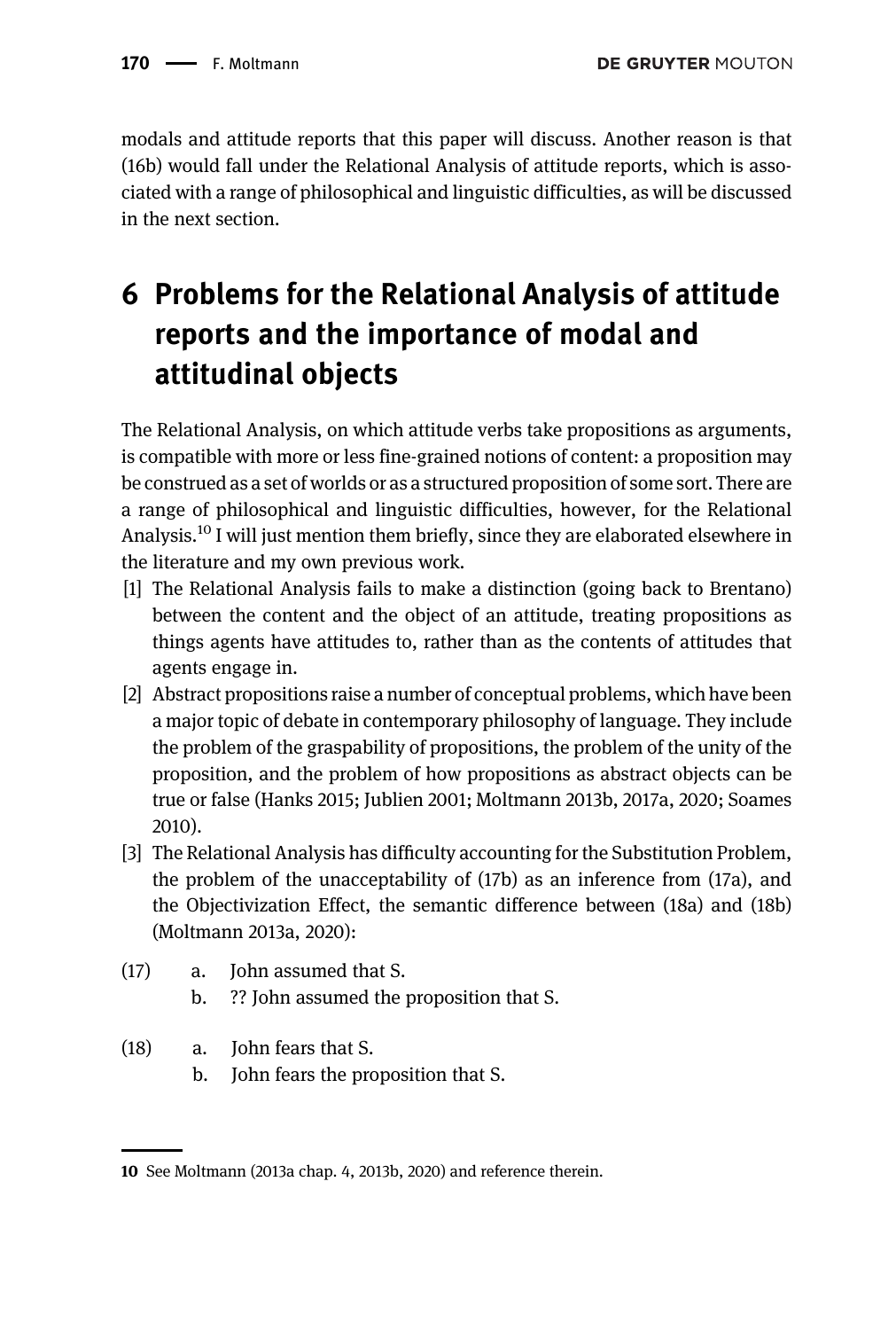modals and attitude reports that this paper will discuss. Another reason is that (16b) would fall under the Relational Analysis of attitude reports, which is associated with a range of philosophical and linguistic difficulties, as will be discussed in the next section.

## 6 Problems for the Relational Analysis of attitude reports and the importance of modal and attitudinal objects

The Relational Analysis, on which attitude verbs take propositions as arguments, is compatible with more or less fine-grained notions of content: a proposition may be construed as a set of worlds or as a structured proposition of some sort. There are a range of philosophical and linguistic difficulties, however, for the Relational Analysis.[10] I will just mention them briefly, since they are elaborated elsewhere in the literature and my own previous work.

[1] The Relational Analysis fails to make a distinction (going back to Brentano) between the content and the object of an attitude, treating propositions as things agents have attitudes to, rather than as the contents of attitudes that agents engage in.

[2] Abstract propositions raise a number of conceptual problems, which have been a major topic of debate in contemporary philosophy of language. They include the problem of the graspability of propositions, the problem of the unity of the proposition, and the problem of how propositions as abstract objects can be true or false (Hanks 2015; Jublien 2001; Moltmann 2013b, 2017a, 2020; Soames 2010).

[3] The Relational Analysis has difficulty accounting for the Substitution Problem, the problem of the unacceptability of (17b) as an inference from (17a), and the Objectivization Effect, the semantic difference between (18a) and (18b) (Moltmann 2013a, 2020):

(17) a. John assumed that S.
 b. ?? John assumed the proposition that S.

(18) a. John fears that S.
 b. John fears the proposition that S.

10 See Moltmann (2013a chap. 4, 2013b, 2020) and reference therein.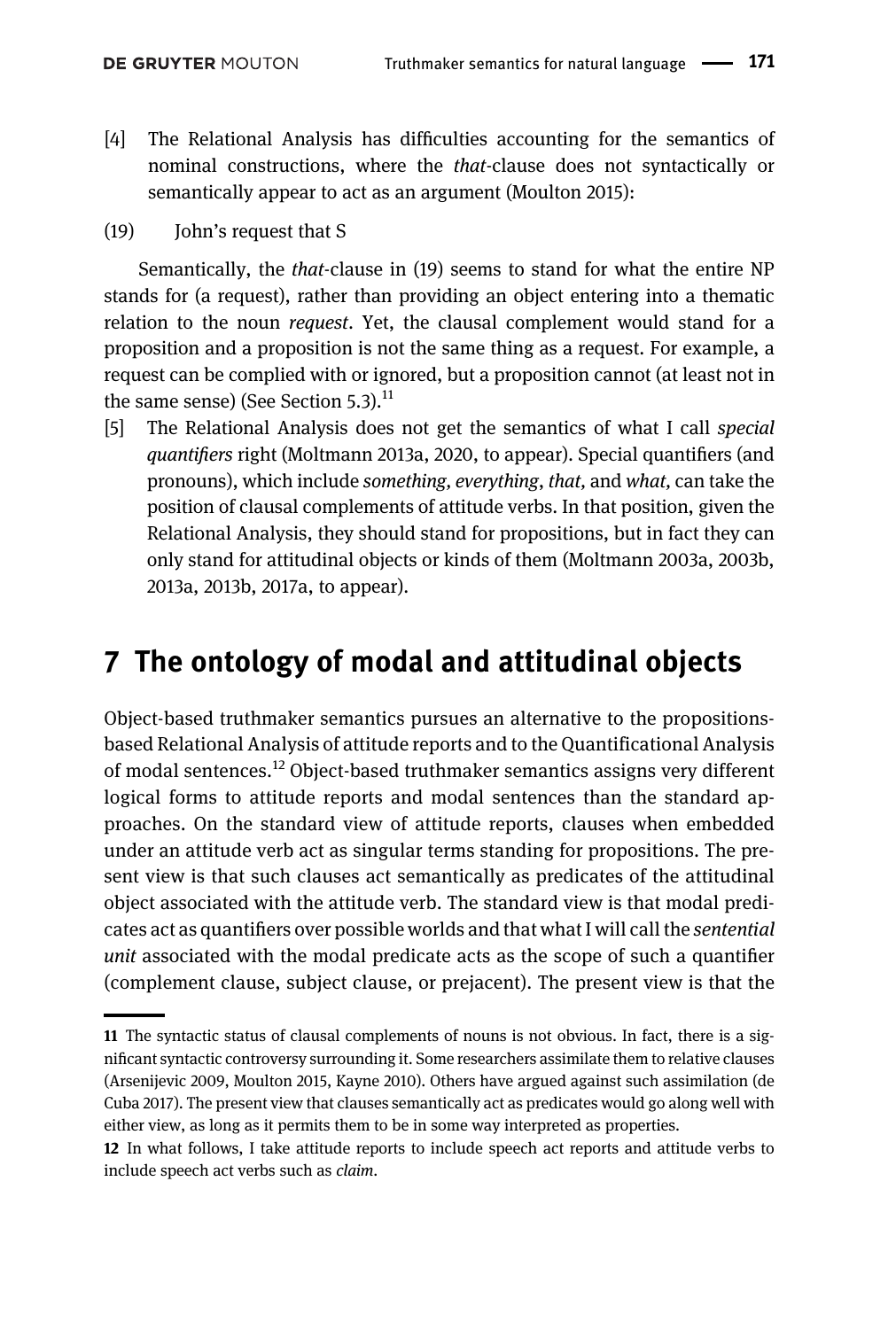[4] The Relational Analysis has difficulties accounting for the semantics of nominal constructions, where the *that*-clause does not syntactically or semantically appear to act as an argument (Moulton 2015):

(19) John's request that S

Semantically, the *that*-clause in (19) seems to stand for what the entire NP stands for (a request), rather than providing an object entering into a thematic relation to the noun *request*. Yet, the clausal complement would stand for a proposition and a proposition is not the same thing as a request. For example, a request can be complied with or ignored, but a proposition cannot (at least not in the same sense) (See Section 5.3).[11]

[5] The Relational Analysis does not get the semantics of what I call *special quantifiers* right (Moltmann 2013a, 2020, to appear). Special quantifiers (and pronouns), which include *something, everything*, *that,* and *what,* can take the position of clausal complements of attitude verbs. In that position, given the Relational Analysis, they should stand for propositions, but in fact they can only stand for attitudinal objects or kinds of them (Moltmann 2003a, 2003b, 2013a, 2013b, 2017a, to appear).

## 7 The ontology of modal and attitudinal objects

Object-based truthmaker semantics pursues an alternative to the propositions-based Relational Analysis of attitude reports and to the Quantificational Analysis of modal sentences.[12] Object-based truthmaker semantics assigns very different logical forms to attitude reports and modal sentences than the standard approaches. On the standard view of attitude reports, clauses when embedded under an attitude verb act as singular terms standing for propositions. The present view is that such clauses act semantically as predicates of the attitudinal object associated with the attitude verb. The standard view is that modal predicates act as quantifiers over possible worlds and that what I will call the *sentential unit* associated with the modal predicate acts as the scope of such a quantifier (complement clause, subject clause, or prejacent). The present view is that the

---

11 The syntactic status of clausal complements of nouns is not obvious. In fact, there is a significant syntactic controversy surrounding it. Some researchers assimilate them to relative clauses (Arsenijevic 2009, Moulton 2015, Kayne 2010). Others have argued against such assimilation (de Cuba 2017). The present view that clauses semantically act as predicates would go along well with either view, as long as it permits them to be in some way interpreted as properties.

12 In what follows, I take attitude reports to include speech act reports and attitude verbs to include speech act verbs such as *claim*.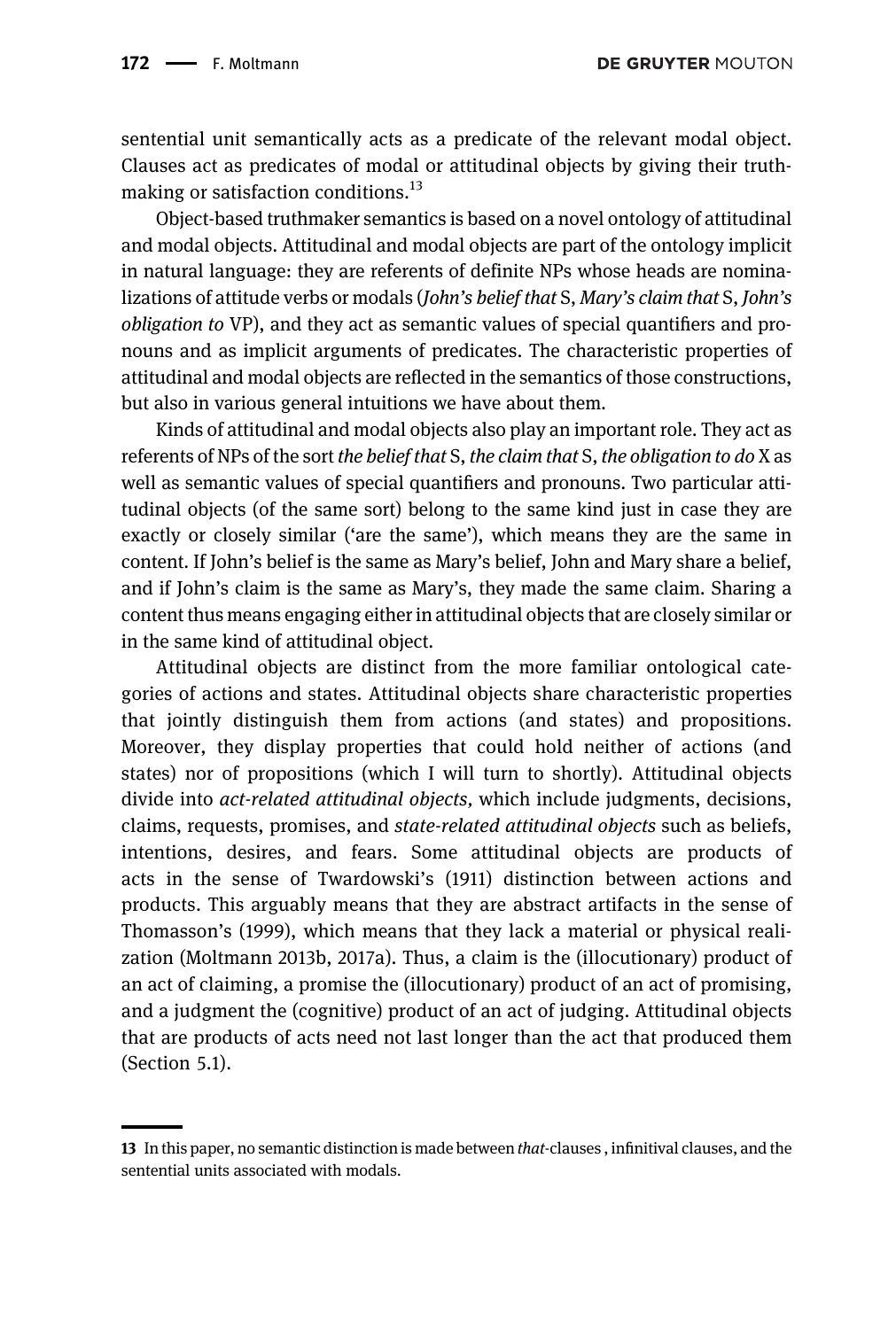sentential unit semantically acts as a predicate of the relevant modal object. Clauses act as predicates of modal or attitudinal objects by giving their truth-making or satisfaction conditions.[13]

Object-based truthmaker semantics is based on a novel ontology of attitudinal and modal objects. Attitudinal and modal objects are part of the ontology implicit in natural language: they are referents of definite NPs whose heads are nominalizations of attitude verbs or modals (*John's belief that* S, *Mary's claim that* S, *John's obligation to* VP), and they act as semantic values of special quantifiers and pronouns and as implicit arguments of predicates. The characteristic properties of attitudinal and modal objects are reflected in the semantics of those constructions, but also in various general intuitions we have about them.

Kinds of attitudinal and modal objects also play an important role. They act as referents of NPs of the sort *the belief that* S, *the claim that* S, *the obligation to do* X as well as semantic values of special quantifiers and pronouns. Two particular attitudinal objects (of the same sort) belong to the same kind just in case they are exactly or closely similar ('are the same'), which means they are the same in content. If John's belief is the same as Mary's belief, John and Mary share a belief, and if John's claim is the same as Mary's, they made the same claim. Sharing a content thus means engaging either in attitudinal objects that are closely similar or in the same kind of attitudinal object.

Attitudinal objects are distinct from the more familiar ontological categories of actions and states. Attitudinal objects share characteristic properties that jointly distinguish them from actions (and states) and propositions. Moreover, they display properties that could hold neither of actions (and states) nor of propositions (which I will turn to shortly). Attitudinal objects divide into *act-related attitudinal objects,* which include judgments, decisions, claims, requests, promises, and *state-related attitudinal objects* such as beliefs, intentions, desires, and fears. Some attitudinal objects are products of acts in the sense of Twardowski's (1911) distinction between actions and products. This arguably means that they are abstract artifacts in the sense of Thomasson's (1999), which means that they lack a material or physical realization (Moltmann 2013b, 2017a). Thus, a claim is the (illocutionary) product of an act of claiming, a promise the (illocutionary) product of an act of promising, and a judgment the (cognitive) product of an act of judging. Attitudinal objects that are products of acts need not last longer than the act that produced them (Section 5.1).

---

13 In this paper, no semantic distinction is made between *that*-clauses , infinitival clauses, and the sentential units associated with modals.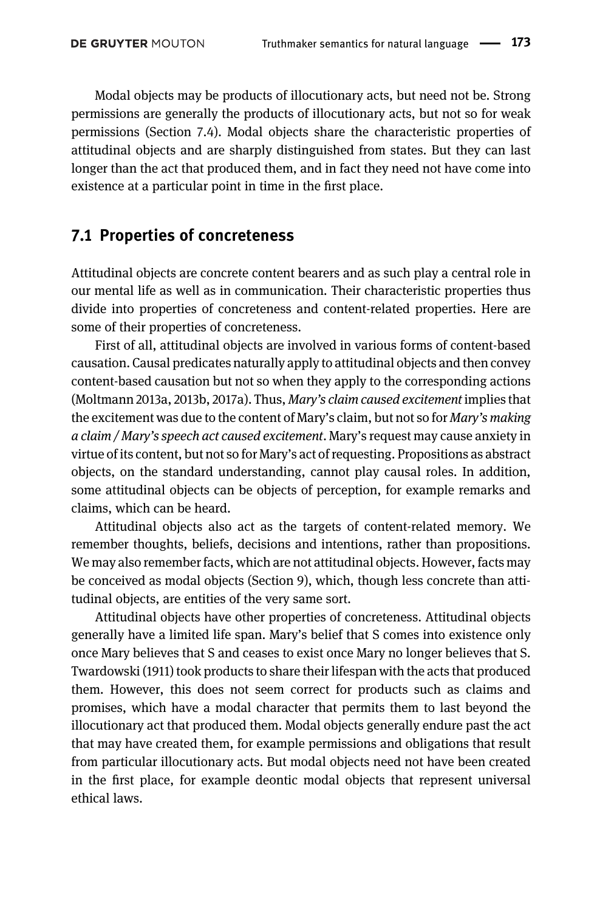Modal objects may be products of illocutionary acts, but need not be. Strong permissions are generally the products of illocutionary acts, but not so for weak permissions (Section 7.4). Modal objects share the characteristic properties of attitudinal objects and are sharply distinguished from states. But they can last longer than the act that produced them, and in fact they need not have come into existence at a particular point in time in the first place.

## 7.1 Properties of concreteness

Attitudinal objects are concrete content bearers and as such play a central role in our mental life as well as in communication. Their characteristic properties thus divide into properties of concreteness and content-related properties. Here are some of their properties of concreteness.

First of all, attitudinal objects are involved in various forms of content-based causation. Causal predicates naturally apply to attitudinal objects and then convey content-based causation but not so when they apply to the corresponding actions (Moltmann 2013a, 2013b, 2017a). Thus, *Mary's claim caused excitement* implies that the excitement was due to the content of Mary's claim, but not so for *Mary's making a claim / Mary's speech act caused excitement*. Mary's request may cause anxiety in virtue of its content, but not so for Mary's act of requesting. Propositions as abstract objects, on the standard understanding, cannot play causal roles. In addition, some attitudinal objects can be objects of perception, for example remarks and claims, which can be heard.

Attitudinal objects also act as the targets of content-related memory. We remember thoughts, beliefs, decisions and intentions, rather than propositions. We may also remember facts, which are not attitudinal objects. However, facts may be conceived as modal objects (Section 9), which, though less concrete than attitudinal objects, are entities of the very same sort.

Attitudinal objects have other properties of concreteness. Attitudinal objects generally have a limited life span. Mary's belief that S comes into existence only once Mary believes that S and ceases to exist once Mary no longer believes that S. Twardowski (1911) took products to share their lifespan with the acts that produced them. However, this does not seem correct for products such as claims and promises, which have a modal character that permits them to last beyond the illocutionary act that produced them. Modal objects generally endure past the act that may have created them, for example permissions and obligations that result from particular illocutionary acts. But modal objects need not have been created in the first place, for example deontic modal objects that represent universal ethical laws.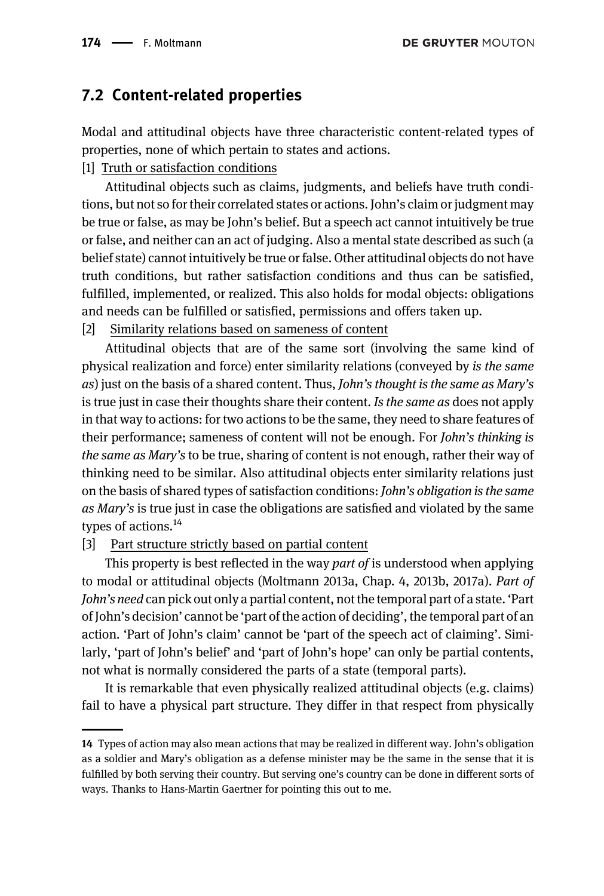## 7.2 Content-related properties

Modal and attitudinal objects have three characteristic content-related types of properties, none of which pertain to states and actions.

[1] Truth or satisfaction conditions

Attitudinal objects such as claims, judgments, and beliefs have truth conditions, but not so for their correlated states or actions. John's claim or judgment may be true or false, as may be John's belief. But a speech act cannot intuitively be true or false, and neither can an act of judging. Also a mental state described as such (a belief state) cannot intuitively be true or false. Other attitudinal objects do not have truth conditions, but rather satisfaction conditions and thus can be satisfied, fulfilled, implemented, or realized. This also holds for modal objects: obligations and needs can be fulfilled or satisfied, permissions and offers taken up.

[2] Similarity relations based on sameness of content

Attitudinal objects that are of the same sort (involving the same kind of physical realization and force) enter similarity relations (conveyed by *is the same as*) just on the basis of a shared content. Thus, *John's thought is the same as Mary's* is true just in case their thoughts share their content. *Is the same as* does not apply in that way to actions: for two actions to be the same, they need to share features of their performance; sameness of content will not be enough. For *John's thinking is the same as Mary's* to be true, sharing of content is not enough, rather their way of thinking need to be similar. Also attitudinal objects enter similarity relations just on the basis of shared types of satisfaction conditions: *John's obligation is the same as Mary's* is true just in case the obligations are satisfied and violated by the same types of actions.[14]

[3] Part structure strictly based on partial content

This property is best reflected in the way *part of* is understood when applying to modal or attitudinal objects (Moltmann 2013a, Chap. 4, 2013b, 2017a). *Part of John's need* can pick out only a partial content, not the temporal part of a state. 'Part of John's decision' cannot be 'part of the action of deciding', the temporal part of an action. 'Part of John's claim' cannot be 'part of the speech act of claiming'. Similarly, 'part of John's belief' and 'part of John's hope' can only be partial contents, not what is normally considered the parts of a state (temporal parts).

It is remarkable that even physically realized attitudinal objects (e.g. claims) fail to have a physical part structure. They differ in that respect from physically

---

14 Types of action may also mean actions that may be realized in different way. John's obligation as a soldier and Mary's obligation as a defense minister may be the same in the sense that it is fulfilled by both serving their country. But serving one's country can be done in different sorts of ways. Thanks to Hans-Martin Gaertner for pointing this out to me.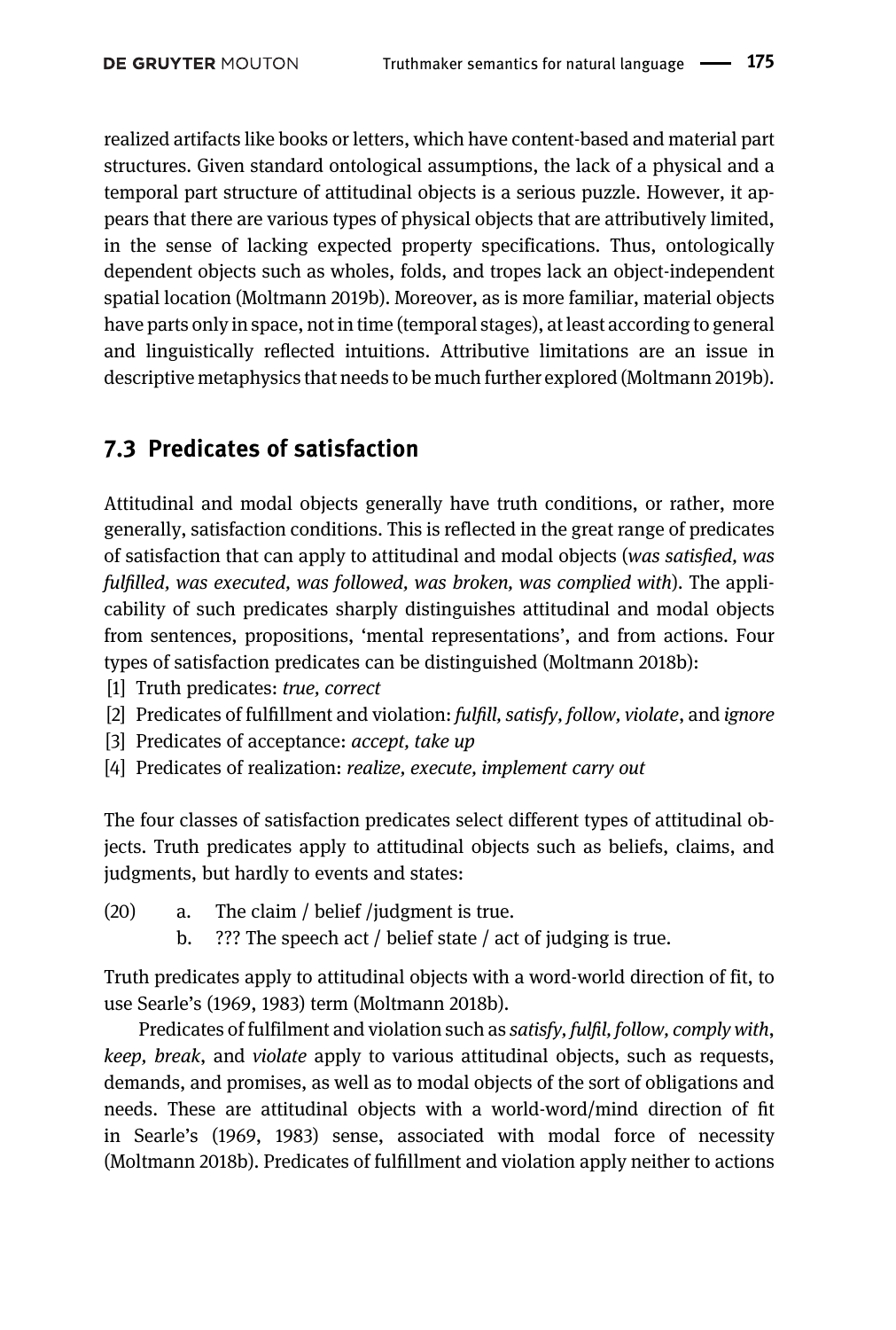realized artifacts like books or letters, which have content-based and material part structures. Given standard ontological assumptions, the lack of a physical and a temporal part structure of attitudinal objects is a serious puzzle. However, it appears that there are various types of physical objects that are attributively limited, in the sense of lacking expected property specifications. Thus, ontologically dependent objects such as wholes, folds, and tropes lack an object-independent spatial location (Moltmann 2019b). Moreover, as is more familiar, material objects have parts only in space, not in time (temporal stages), at least according to general and linguistically reflected intuitions. Attributive limitations are an issue in descriptive metaphysics that needs to be much further explored (Moltmann 2019b).

## 7.3 Predicates of satisfaction

Attitudinal and modal objects generally have truth conditions, or rather, more generally, satisfaction conditions. This is reflected in the great range of predicates of satisfaction that can apply to attitudinal and modal objects (*was satisfied, was fulfilled, was executed, was followed, was broken, was complied with*). The applicability of such predicates sharply distinguishes attitudinal and modal objects from sentences, propositions, 'mental representations', and from actions. Four types of satisfaction predicates can be distinguished (Moltmann 2018b):

[1] Truth predicates: *true, correct*
[2] Predicates of fulfillment and violation: *fulfill, satisfy, follow, violate*, and *ignore*
[3] Predicates of acceptance: *accept, take up*
[4] Predicates of realization: *realize, execute, implement carry out*

The four classes of satisfaction predicates select different types of attitudinal objects. Truth predicates apply to attitudinal objects such as beliefs, claims, and judgments, but hardly to events and states:

(20) a. The claim / belief /judgment is true.
     b. ??? The speech act / belief state / act of judging is true.

Truth predicates apply to attitudinal objects with a word-world direction of fit, to use Searle's (1969, 1983) term (Moltmann 2018b).

Predicates of fulfilment and violation such as *satisfy, fulfil, follow, comply with, keep, break*, and *violate* apply to various attitudinal objects, such as requests, demands, and promises, as well as to modal objects of the sort of obligations and needs. These are attitudinal objects with a world-word/mind direction of fit in Searle's (1969, 1983) sense, associated with modal force of necessity (Moltmann 2018b). Predicates of fulfillment and violation apply neither to actions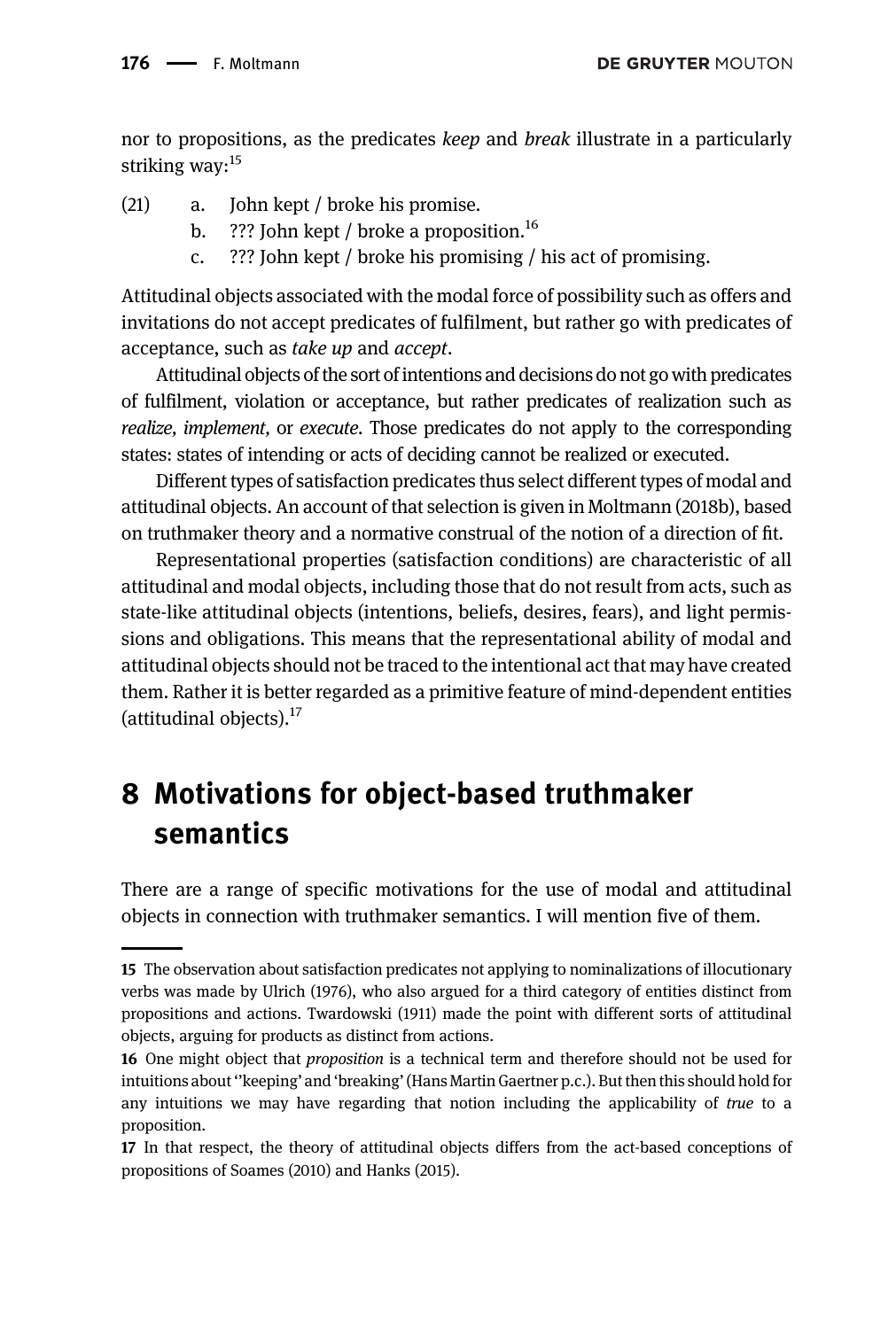nor to propositions, as the predicates *keep* and *break* illustrate in a particularly striking way:[15]

(21) a. John kept / broke his promise.
 b. ??? John kept / broke a proposition.[16]
 c. ??? John kept / broke his promising / his act of promising.

Attitudinal objects associated with the modal force of possibility such as offers and invitations do not accept predicates of fulfilment, but rather go with predicates of acceptance, such as *take up* and *accept*.

Attitudinal objects of the sort of intentions and decisions do not go with predicates of fulfilment, violation or acceptance, but rather predicates of realization such as *realize, implement,* or *execute*. Those predicates do not apply to the corresponding states: states of intending or acts of deciding cannot be realized or executed.

Different types of satisfaction predicates thus select different types of modal and attitudinal objects. An account of that selection is given in Moltmann (2018b), based on truthmaker theory and a normative construal of the notion of a direction of fit.

Representational properties (satisfaction conditions) are characteristic of all attitudinal and modal objects, including those that do not result from acts, such as state-like attitudinal objects (intentions, beliefs, desires, fears), and light permissions and obligations. This means that the representational ability of modal and attitudinal objects should not be traced to the intentional act that may have created them. Rather it is better regarded as a primitive feature of mind-dependent entities (attitudinal objects).[17]

## 8 Motivations for object-based truthmaker semantics

There are a range of specific motivations for the use of modal and attitudinal objects in connection with truthmaker semantics. I will mention five of them.

---

15 The observation about satisfaction predicates not applying to nominalizations of illocutionary verbs was made by Ulrich (1976), who also argued for a third category of entities distinct from propositions and actions. Twardowski (1911) made the point with different sorts of attitudinal objects, arguing for products as distinct from actions.

16 One might object that *proposition* is a technical term and therefore should not be used for intuitions about ''keeping' and 'breaking' (Hans Martin Gaertner p.c.). But then this should hold for any intuitions we may have regarding that notion including the applicability of *true* to a proposition.

17 In that respect, the theory of attitudinal objects differs from the act-based conceptions of propositions of Soames (2010) and Hanks (2015).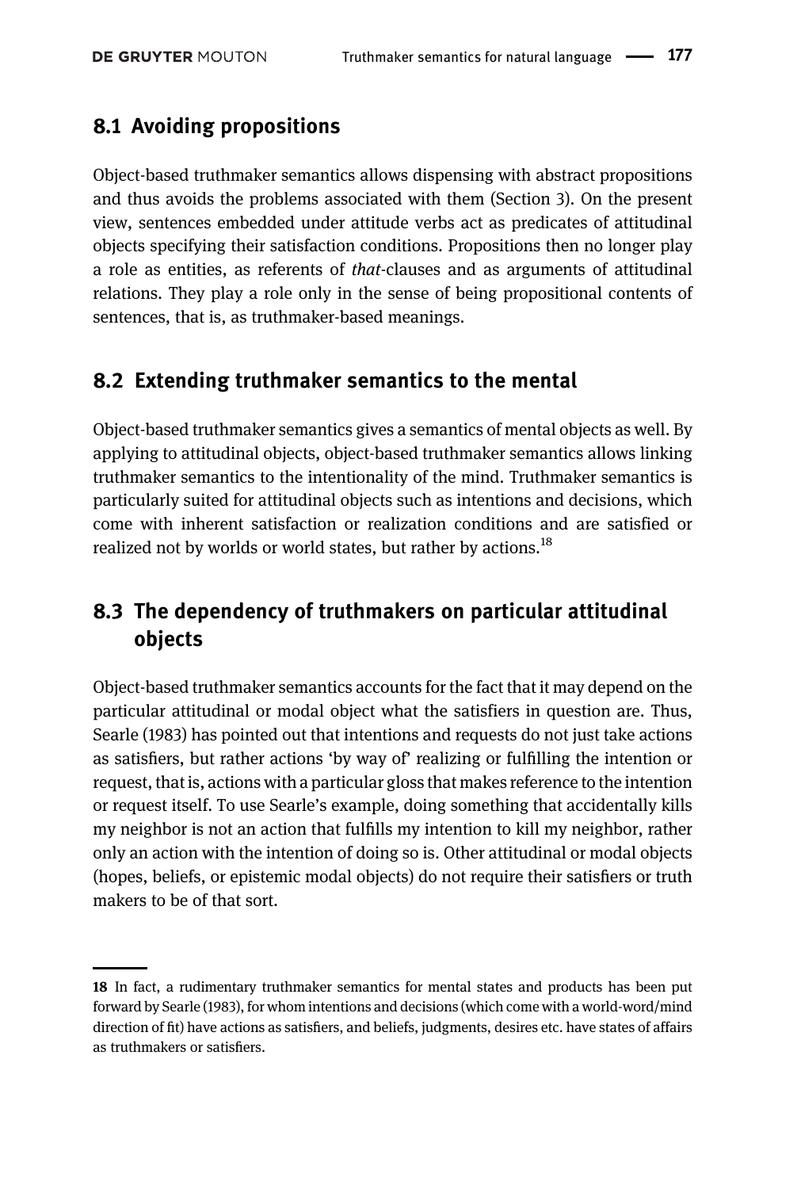## 8.1 Avoiding propositions

Object-based truthmaker semantics allows dispensing with abstract propositions and thus avoids the problems associated with them (Section 3). On the present view, sentences embedded under attitude verbs act as predicates of attitudinal objects specifying their satisfaction conditions. Propositions then no longer play a role as entities, as referents of *that*-clauses and as arguments of attitudinal relations. They play a role only in the sense of being propositional contents of sentences, that is, as truthmaker-based meanings.

## 8.2 Extending truthmaker semantics to the mental

Object-based truthmaker semantics gives a semantics of mental objects as well. By applying to attitudinal objects, object-based truthmaker semantics allows linking truthmaker semantics to the intentionality of the mind. Truthmaker semantics is particularly suited for attitudinal objects such as intentions and decisions, which come with inherent satisfaction or realization conditions and are satisfied or realized not by worlds or world states, but rather by actions.[18]

## 8.3 The dependency of truthmakers on particular attitudinal objects

Object-based truthmaker semantics accounts for the fact that it may depend on the particular attitudinal or modal object what the satisfiers in question are. Thus, Searle (1983) has pointed out that intentions and requests do not just take actions as satisfiers, but rather actions 'by way of' realizing or fulfilling the intention or request, that is, actions with a particular gloss that makes reference to the intention or request itself. To use Searle's example, doing something that accidentally kills my neighbor is not an action that fulfills my intention to kill my neighbor, rather only an action with the intention of doing so is. Other attitudinal or modal objects (hopes, beliefs, or epistemic modal objects) do not require their satisfiers or truth makers to be of that sort.

---

18 In fact, a rudimentary truthmaker semantics for mental states and products has been put forward by Searle (1983), for whom intentions and decisions (which come with a world-word/mind direction of fit) have actions as satisfiers, and beliefs, judgments, desires etc. have states of affairs as truthmakers or satisfiers.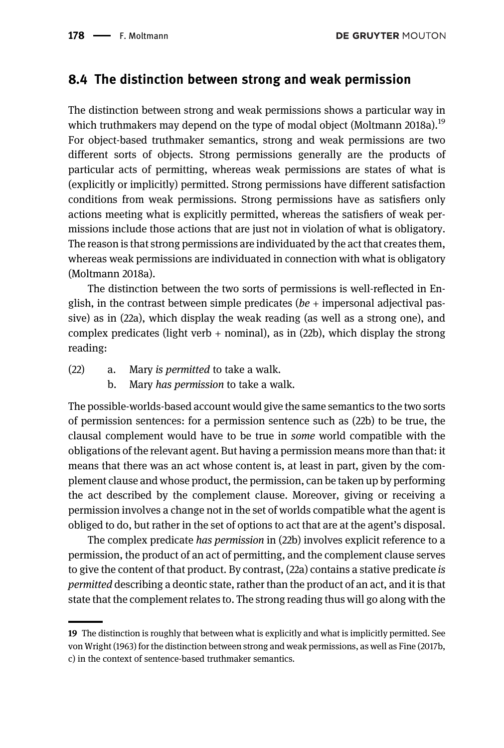## 8.4 The distinction between strong and weak permission

The distinction between strong and weak permissions shows a particular way in which truthmakers may depend on the type of modal object (Moltmann 2018a).[19] For object-based truthmaker semantics, strong and weak permissions are two different sorts of objects. Strong permissions generally are the products of particular acts of permitting, whereas weak permissions are states of what is (explicitly or implicitly) permitted. Strong permissions have different satisfaction conditions from weak permissions. Strong permissions have as satisfiers only actions meeting what is explicitly permitted, whereas the satisfiers of weak permissions include those actions that are just not in violation of what is obligatory. The reason is that strong permissions are individuated by the act that creates them, whereas weak permissions are individuated in connection with what is obligatory (Moltmann 2018a).

The distinction between the two sorts of permissions is well-reflected in English, in the contrast between simple predicates (*be* + impersonal adjectival passive) as in (22a), which display the weak reading (as well as a strong one), and complex predicates (light verb + nominal), as in (22b), which display the strong reading:

(22) a. Mary *is permitted* to take a walk.
b. Mary *has permission* to take a walk.

The possible-worlds-based account would give the same semantics to the two sorts of permission sentences: for a permission sentence such as (22b) to be true, the clausal complement would have to be true in *some* world compatible with the obligations of the relevant agent. But having a permission means more than that: it means that there was an act whose content is, at least in part, given by the complement clause and whose product, the permission, can be taken up by performing the act described by the complement clause. Moreover, giving or receiving a permission involves a change not in the set of worlds compatible what the agent is obliged to do, but rather in the set of options to act that are at the agent's disposal.

The complex predicate *has permission* in (22b) involves explicit reference to a permission, the product of an act of permitting, and the complement clause serves to give the content of that product. By contrast, (22a) contains a stative predicate *is permitted* describing a deontic state, rather than the product of an act, and it is that state that the complement relates to. The strong reading thus will go along with the

---

19 The distinction is roughly that between what is explicitly and what is implicitly permitted. See von Wright (1963) for the distinction between strong and weak permissions, as well as Fine (2017b, c) in the context of sentence-based truthmaker semantics.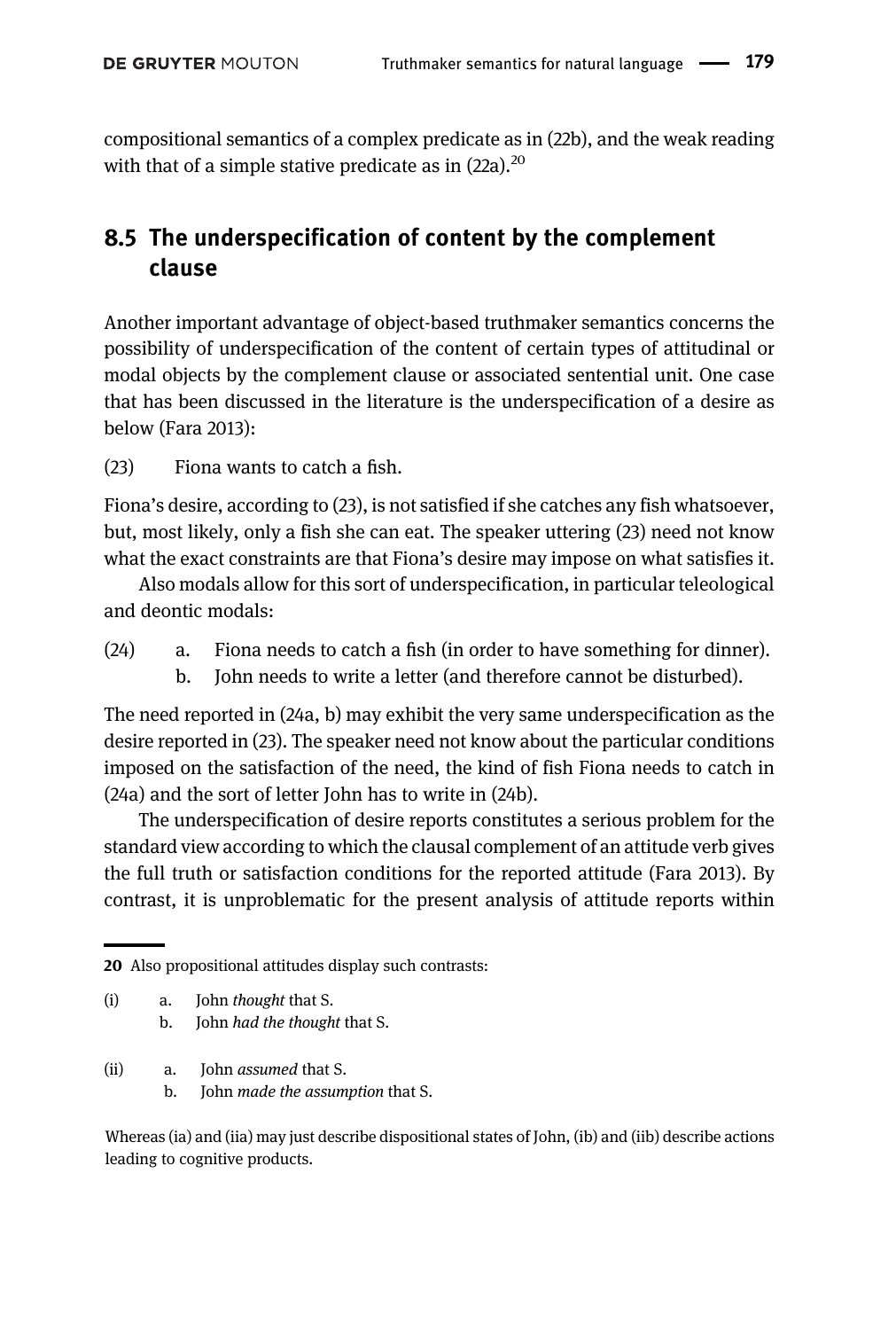compositional semantics of a complex predicate as in (22b), and the weak reading with that of a simple stative predicate as in (22a).[20]

## 8.5 The underspecification of content by the complement clause

Another important advantage of object-based truthmaker semantics concerns the possibility of underspecification of the content of certain types of attitudinal or modal objects by the complement clause or associated sentential unit. One case that has been discussed in the literature is the underspecification of a desire as below (Fara 2013):

(23) Fiona wants to catch a fish.

Fiona's desire, according to (23), is not satisfied if she catches any fish whatsoever, but, most likely, only a fish she can eat. The speaker uttering (23) need not know what the exact constraints are that Fiona's desire may impose on what satisfies it.

Also modals allow for this sort of underspecification, in particular teleological and deontic modals:

(24) a. Fiona needs to catch a fish (in order to have something for dinner).
b. John needs to write a letter (and therefore cannot be disturbed).

The need reported in (24a, b) may exhibit the very same underspecification as the desire reported in (23). The speaker need not know about the particular conditions imposed on the satisfaction of the need, the kind of fish Fiona needs to catch in (24a) and the sort of letter John has to write in (24b).

The underspecification of desire reports constitutes a serious problem for the standard view according to which the clausal complement of an attitude verb gives the full truth or satisfaction conditions for the reported attitude (Fara 2013). By contrast, it is unproblematic for the present analysis of attitude reports within

---

20 Also propositional attitudes display such contrasts:

(i) a. John *thought* that S.
b. John *had the thought* that S.

(ii) a. John *assumed* that S.
b. John *made the assumption* that S.

Whereas (ia) and (iia) may just describe dispositional states of John, (ib) and (iib) describe actions leading to cognitive products.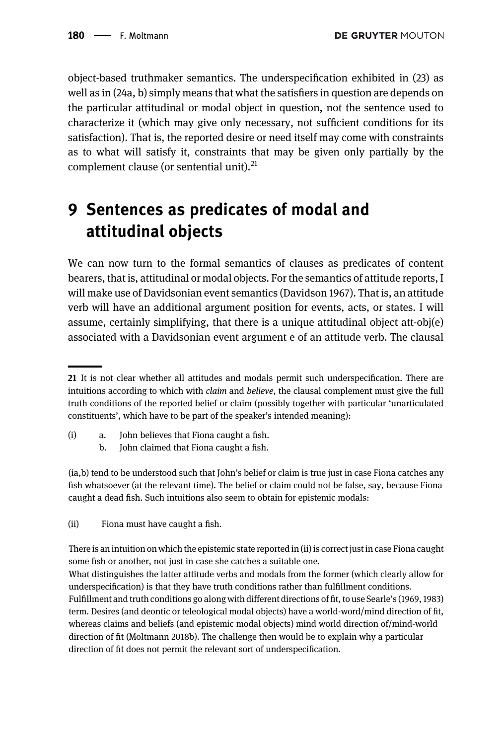object-based truthmaker semantics. The underspecification exhibited in (23) as well as in (24a, b) simply means that what the satisfiers in question are depends on the particular attitudinal or modal object in question, not the sentence used to characterize it (which may give only necessary, not sufficient conditions for its satisfaction). That is, the reported desire or need itself may come with constraints as to what will satisfy it, constraints that may be given only partially by the complement clause (or sentential unit).[21]

# 9 Sentences as predicates of modal and attitudinal objects

We can now turn to the formal semantics of clauses as predicates of content bearers, that is, attitudinal or modal objects. For the semantics of attitude reports, I will make use of Davidsonian event semantics (Davidson 1967). That is, an attitude verb will have an additional argument position for events, acts, or states. I will assume, certainly simplifying, that there is a unique attitudinal object att-obj(e) associated with a Davidsonian event argument e of an attitude verb. The clausal

---

**21** It is not clear whether all attitudes and modals permit such underspecification. There are intuitions according to which with *claim* and *believe*, the clausal complement must give the full truth conditions of the reported belief or claim (possibly together with particular 'unarticulated constituents', which have to be part of the speaker's intended meaning):

(i) a. John believes that Fiona caught a fish.
  b. John claimed that Fiona caught a fish.

(ia,b) tend to be understood such that John's belief or claim is true just in case Fiona catches any fish whatsoever (at the relevant time). The belief or claim could not be false, say, because Fiona caught a dead fish. Such intuitions also seem to obtain for epistemic modals:

(ii) Fiona must have caught a fish.

There is an intuition on which the epistemic state reported in (ii) is correct just in case Fiona caught some fish or another, not just in case she catches a suitable one.
What distinguishes the latter attitude verbs and modals from the former (which clearly allow for underspecification) is that they have truth conditions rather than fulfillment conditions. Fulfillment and truth conditions go along with different directions of fit, to use Searle's (1969, 1983) term. Desires (and deontic or teleological modal objects) have a world-word/mind direction of fit, whereas claims and beliefs (and epistemic modal objects) mind world direction of/mind-world direction of fit (Moltmann 2018b). The challenge then would be to explain why a particular direction of fit does not permit the relevant sort of underspecification.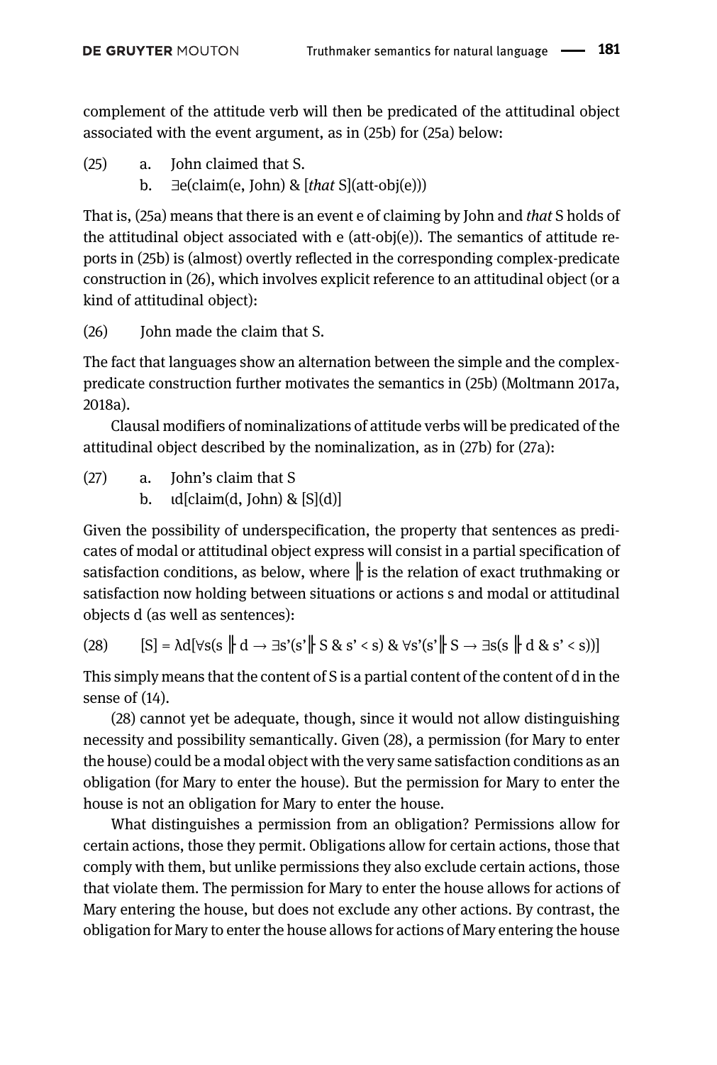complement of the attitude verb will then be predicated of the attitudinal object associated with the event argument, as in (25b) for (25a) below:

(25) a. John claimed that S.
 b. ∃e(claim(e, John) & [*that* S](att-obj(e)))

That is, (25a) means that there is an event e of claiming by John and *that* S holds of the attitudinal object associated with e (att-obj(e)). The semantics of attitude reports in (25b) is (almost) overtly reflected in the corresponding complex-predicate construction in (26), which involves explicit reference to an attitudinal object (or a kind of attitudinal object):

(26) John made the claim that S.

The fact that languages show an alternation between the simple and the complex-predicate construction further motivates the semantics in (25b) (Moltmann 2017a, 2018a).

Clausal modifiers of nominalizations of attitude verbs will be predicated of the attitudinal object described by the nominalization, as in (27b) for (27a):

(27) a. John's claim that S
 b. ιd[claim(d, John) & [S](d)]

Given the possibility of underspecification, the property that sentences as predicates of modal or attitudinal object express will consist in a partial specification of satisfaction conditions, as below, where ╟ is the relation of exact truthmaking or satisfaction now holding between situations or actions s and modal or attitudinal objects d (as well as sentences):

(28) $[S] = \lambda d[\forall s(s \Vdash d \rightarrow \exists s'(s' \Vdash S \;\&\; s' < s) \;\&\; \forall s'(s' \Vdash S \rightarrow \exists s(s \Vdash d \;\&\; s' < s))]$

This simply means that the content of S is a partial content of the content of d in the sense of (14).

(28) cannot yet be adequate, though, since it would not allow distinguishing necessity and possibility semantically. Given (28), a permission (for Mary to enter the house) could be a modal object with the very same satisfaction conditions as an obligation (for Mary to enter the house). But the permission for Mary to enter the house is not an obligation for Mary to enter the house.

What distinguishes a permission from an obligation? Permissions allow for certain actions, those they permit. Obligations allow for certain actions, those that comply with them, but unlike permissions they also exclude certain actions, those that violate them. The permission for Mary to enter the house allows for actions of Mary entering the house, but does not exclude any other actions. By contrast, the obligation for Mary to enter the house allows for actions of Mary entering the house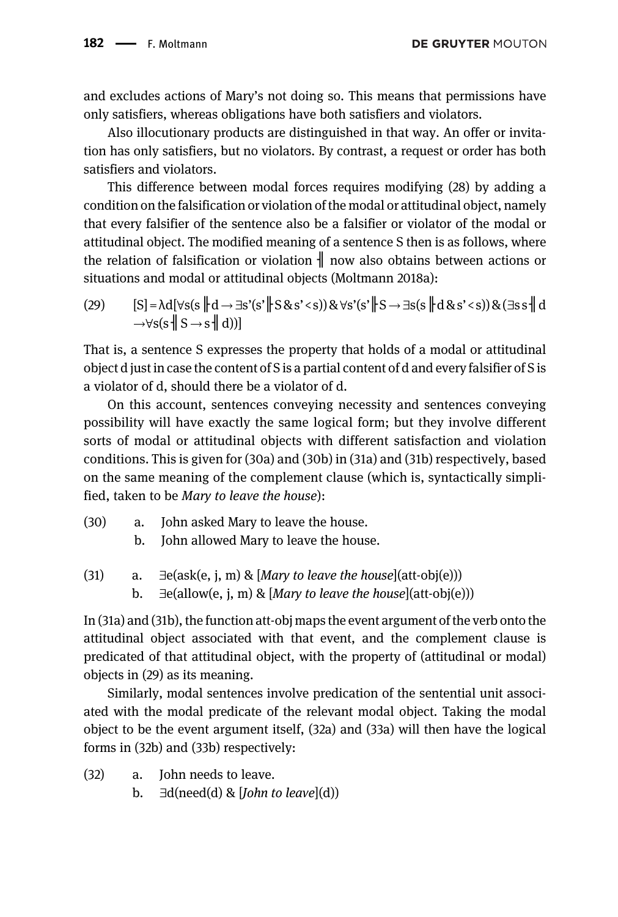and excludes actions of Mary's not doing so. This means that permissions have only satisfiers, whereas obligations have both satisfiers and violators.

Also illocutionary products are distinguished in that way. An offer or invitation has only satisfiers, but no violators. By contrast, a request or order has both satisfiers and violators.

This difference between modal forces requires modifying (28) by adding a condition on the falsification or violation of the modal or attitudinal object, namely that every falsifier of the sentence also be a falsifier or violator of the modal or attitudinal object. The modified meaning of a sentence S then is as follows, where the relation of falsification or violation $\dashv\!\!|$ now also obtains between actions or situations and modal or attitudinal objects (Moltmann 2018a):

(29) $[S] = \lambda d[\forall s(s \Vdash d \rightarrow \exists s'(s' \Vdash S \,\&\, s' < s)) \,\&\, \forall s'(s' \Vdash S \rightarrow \exists s(s \Vdash d \,\&\, s' < s)) \,\&\, (\exists s\, s \dashv\!\!|\, d \rightarrow \forall s(s \dashv\!\!|\, S \rightarrow s \dashv\!\!|\, d))]$

That is, a sentence S expresses the property that holds of a modal or attitudinal object d just in case the content of S is a partial content of d and every falsifier of S is a violator of d, should there be a violator of d.

On this account, sentences conveying necessity and sentences conveying possibility will have exactly the same logical form; but they involve different sorts of modal or attitudinal objects with different satisfaction and violation conditions. This is given for (30a) and (30b) in (31a) and (31b) respectively, based on the same meaning of the complement clause (which is, syntactically simplified, taken to be *Mary to leave the house*):

(30) a. John asked Mary to leave the house.
b. John allowed Mary to leave the house.

(31) a. ∃e(ask(e, j, m) & [*Mary to leave the house*](att-obj(e)))
b. ∃e(allow(e, j, m) & [*Mary to leave the house*](att-obj(e)))

In (31a) and (31b), the function att-obj maps the event argument of the verb onto the attitudinal object associated with that event, and the complement clause is predicated of that attitudinal object, with the property of (attitudinal or modal) objects in (29) as its meaning.

Similarly, modal sentences involve predication of the sentential unit associated with the modal predicate of the relevant modal object. Taking the modal object to be the event argument itself, (32a) and (33a) will then have the logical forms in (32b) and (33b) respectively:

(32) a. John needs to leave.
b. ∃d(need(d) & [*John to leave*](d))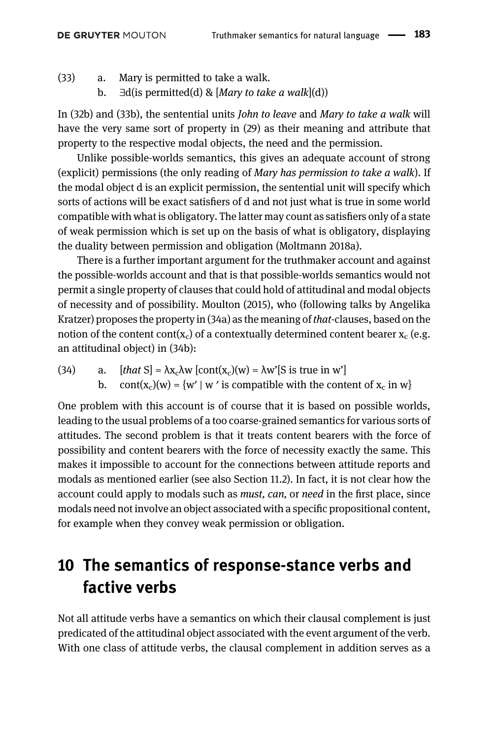(33) a. Mary is permitted to take a walk.
b. ∃d(is permitted(d) & [*Mary to take a walk*](d))

In (32b) and (33b), the sentential units *John to leave* and *Mary to take a walk* will have the very same sort of property in (29) as their meaning and attribute that property to the respective modal objects, the need and the permission.

Unlike possible-worlds semantics, this gives an adequate account of strong (explicit) permissions (the only reading of *Mary has permission to take a walk*). If the modal object d is an explicit permission, the sentential unit will specify which sorts of actions will be exact satisfiers of d and not just what is true in some world compatible with what is obligatory. The latter may count as satisfiers only of a state of weak permission which is set up on the basis of what is obligatory, displaying the duality between permission and obligation (Moltmann 2018a).

There is a further important argument for the truthmaker account and against the possible-worlds account and that is that possible-worlds semantics would not permit a single property of clauses that could hold of attitudinal and modal objects of necessity and of possibility. Moulton (2015), who (following talks by Angelika Kratzer) proposes the property in (34a) as the meaning of *that*-clauses, based on the notion of the content $cont(x_c)$ of a contextually determined content bearer $x_c$ (e.g. an attitudinal object) in (34b):

(34) a. $[that\ S] = \lambda x_c \lambda w\ [cont(x_c)(w) = \lambda w'[S \text{ is true in } w']$
b. $cont(x_c)(w) = \{w' \mid w' \text{ is compatible with the content of } x_c \text{ in } w\}$

One problem with this account is of course that it is based on possible worlds, leading to the usual problems of a too coarse-grained semantics for various sorts of attitudes. The second problem is that it treats content bearers with the force of possibility and content bearers with the force of necessity exactly the same. This makes it impossible to account for the connections between attitude reports and modals as mentioned earlier (see also Section 11.2). In fact, it is not clear how the account could apply to modals such as *must, can,* or *need* in the first place, since modals need not involve an object associated with a specific propositional content, for example when they convey weak permission or obligation.

## 10 The semantics of response-stance verbs and factive verbs

Not all attitude verbs have a semantics on which their clausal complement is just predicated of the attitudinal object associated with the event argument of the verb. With one class of attitude verbs, the clausal complement in addition serves as a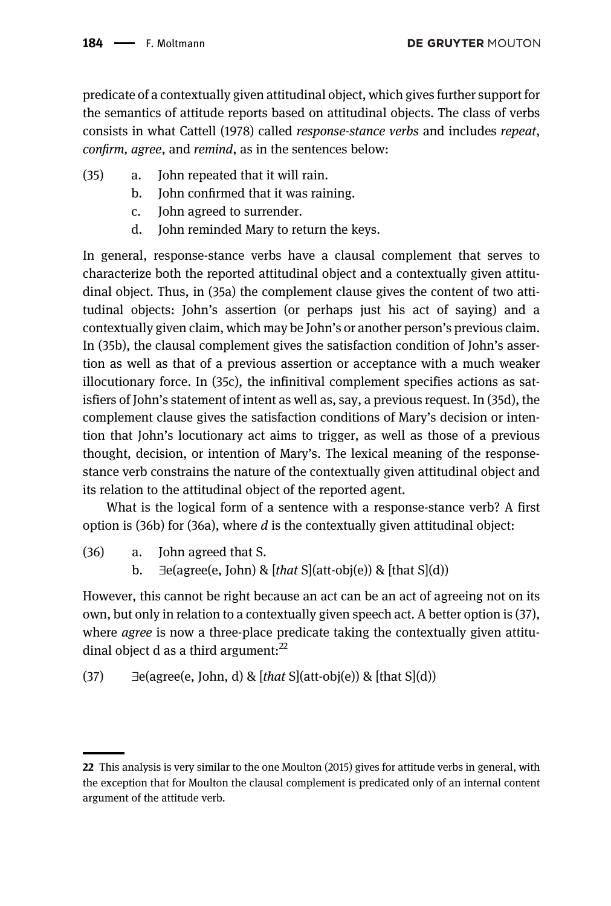predicate of a contextually given attitudinal object, which gives further support for the semantics of attitude reports based on attitudinal objects. The class of verbs consists in what Cattell (1978) called *response-stance verbs* and includes *repeat*, *confirm, agree*, and *remind*, as in the sentences below:

(35) a. John repeated that it will rain.
  b. John confirmed that it was raining.
  c. John agreed to surrender.
  d. John reminded Mary to return the keys.

In general, response-stance verbs have a clausal complement that serves to characterize both the reported attitudinal object and a contextually given attitudinal object. Thus, in (35a) the complement clause gives the content of two attitudinal objects: John's assertion (or perhaps just his act of saying) and a contextually given claim, which may be John's or another person's previous claim. In (35b), the clausal complement gives the satisfaction condition of John's assertion as well as that of a previous assertion or acceptance with a much weaker illocutionary force. In (35c), the infinitival complement specifies actions as satisfiers of John's statement of intent as well as, say, a previous request. In (35d), the complement clause gives the satisfaction conditions of Mary's decision or intention that John's locutionary act aims to trigger, as well as those of a previous thought, decision, or intention of Mary's. The lexical meaning of the response-stance verb constrains the nature of the contextually given attitudinal object and its relation to the attitudinal object of the reported agent.

What is the logical form of a sentence with a response-stance verb? A first option is (36b) for (36a), where *d* is the contextually given attitudinal object:

(36) a. John agreed that S.
  b. ∃e(agree(e, John) & [*that* S](att-obj(e)) & [that S](d))

However, this cannot be right because an act can be an act of agreeing not on its own, but only in relation to a contextually given speech act. A better option is (37), where *agree* is now a three-place predicate taking the contextually given attitudinal object d as a third argument:[22]

(37) ∃e(agree(e, John, d) & [*that* S](att-obj(e)) & [that S](d))

22 This analysis is very similar to the one Moulton (2015) gives for attitude verbs in general, with the exception that for Moulton the clausal complement is predicated only of an internal content argument of the attitude verb.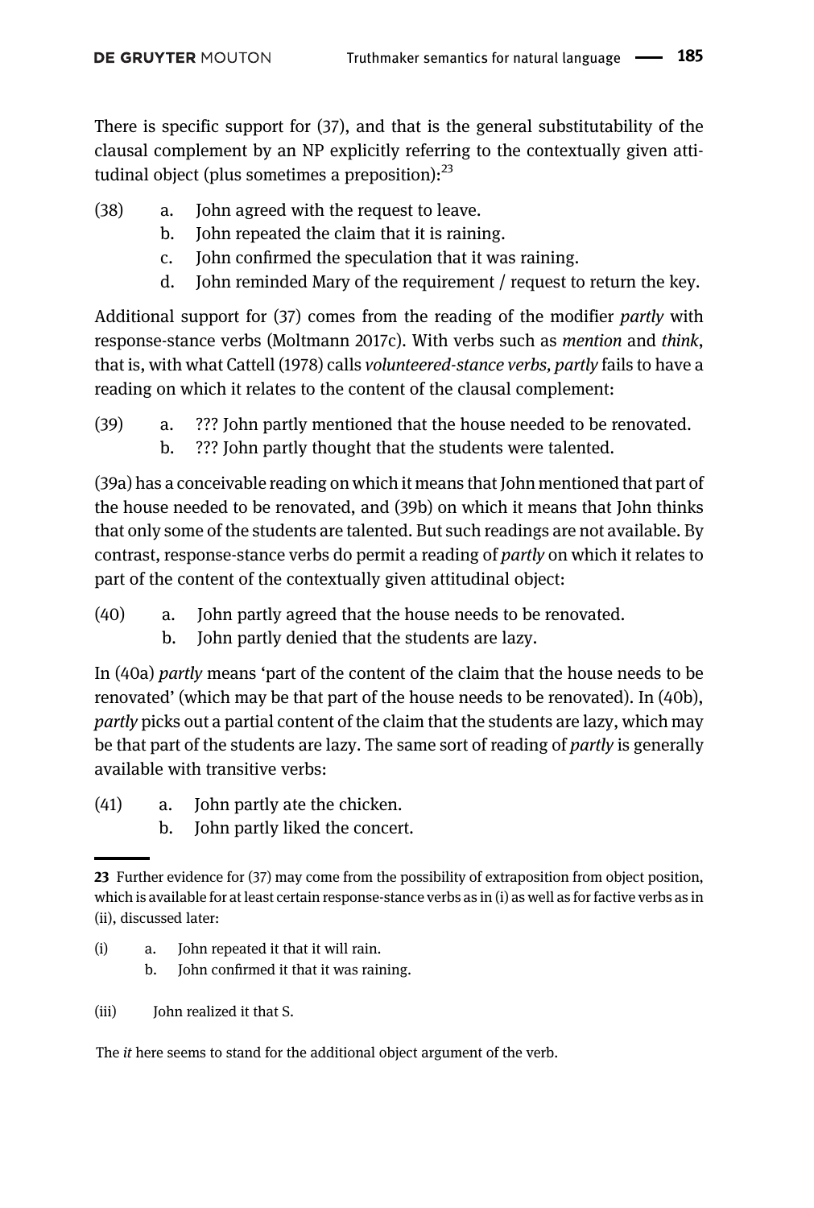There is specific support for (37), and that is the general substitutability of the clausal complement by an NP explicitly referring to the contextually given attitudinal object (plus sometimes a preposition):[23]

(38) a. John agreed with the request to leave.
 b. John repeated the claim that it is raining.
 c. John confirmed the speculation that it was raining.
 d. John reminded Mary of the requirement / request to return the key.

Additional support for (37) comes from the reading of the modifier *partly* with response-stance verbs (Moltmann 2017c). With verbs such as *mention* and *think*, that is, with what Cattell (1978) calls *volunteered-stance verbs, partly* fails to have a reading on which it relates to the content of the clausal complement:

(39) a. ??? John partly mentioned that the house needed to be renovated.
 b. ??? John partly thought that the students were talented.

(39a) has a conceivable reading on which it means that John mentioned that part of the house needed to be renovated, and (39b) on which it means that John thinks that only some of the students are talented. But such readings are not available. By contrast, response-stance verbs do permit a reading of *partly* on which it relates to part of the content of the contextually given attitudinal object:

(40) a. John partly agreed that the house needs to be renovated.
 b. John partly denied that the students are lazy.

In (40a) *partly* means 'part of the content of the claim that the house needs to be renovated' (which may be that part of the house needs to be renovated). In (40b), *partly* picks out a partial content of the claim that the students are lazy, which may be that part of the students are lazy. The same sort of reading of *partly* is generally available with transitive verbs:

(41) a. John partly ate the chicken.
 b. John partly liked the concert.

---

23 Further evidence for (37) may come from the possibility of extraposition from object position, which is available for at least certain response-stance verbs as in (i) as well as for factive verbs as in (ii), discussed later:

(i) a. John repeated it that it will rain.
 b. John confirmed it that it was raining.

(iii) John realized it that S.

The *it* here seems to stand for the additional object argument of the verb.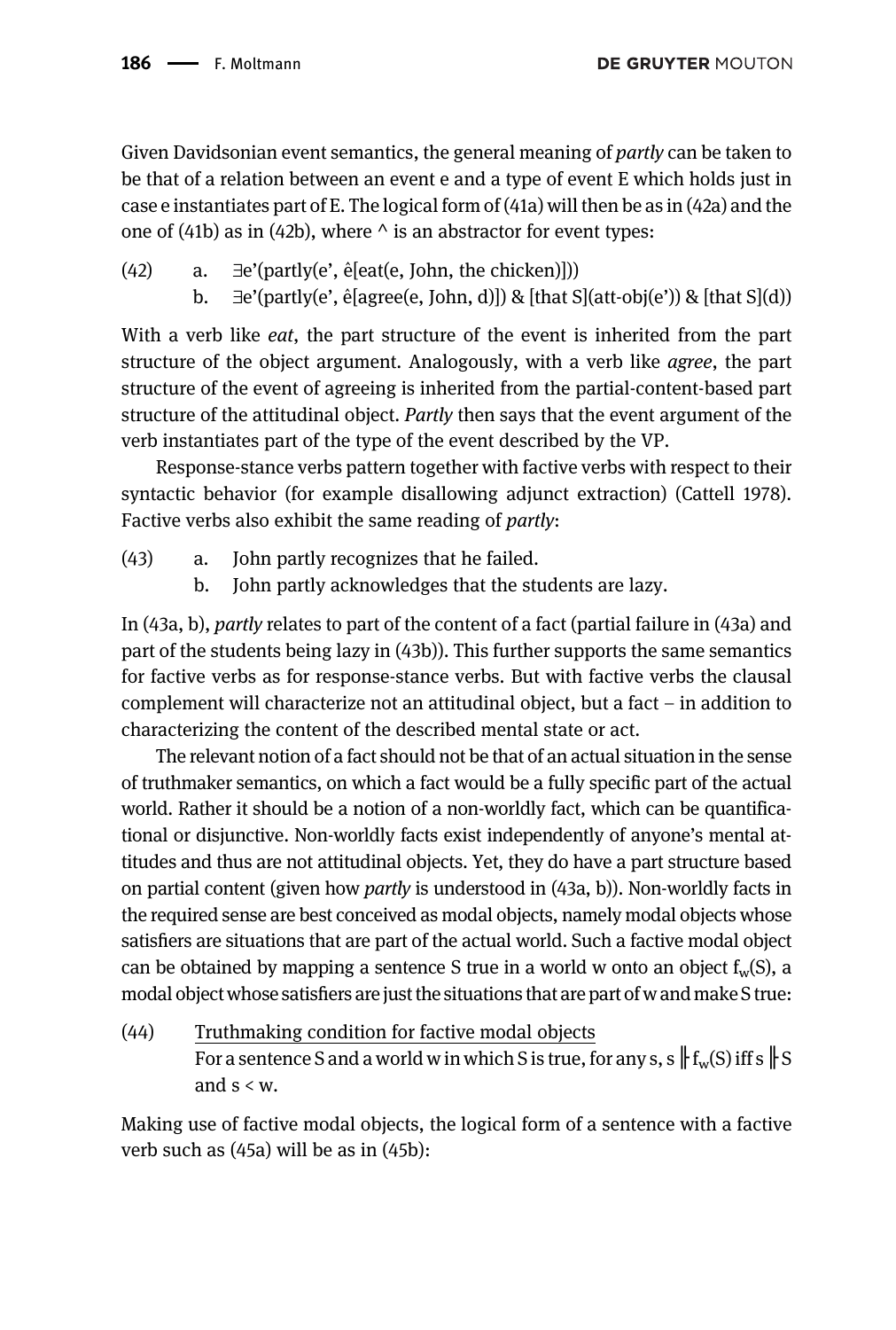Given Davidsonian event semantics, the general meaning of *partly* can be taken to be that of a relation between an event e and a type of event E which holds just in case e instantiates part of E. The logical form of (41a) will then be as in (42a) and the one of (41b) as in (42b), where ^ is an abstractor for event types:

(42) a. ∃e'(partly(e', ê[eat(e, John, the chicken)]))

b. ∃e'(partly(e', ê[agree(e, John, d)]) & [that S](att-obj(e')) & [that S](d))

With a verb like *eat*, the part structure of the event is inherited from the part structure of the object argument. Analogously, with a verb like *agree*, the part structure of the event of agreeing is inherited from the partial-content-based part structure of the attitudinal object. *Partly* then says that the event argument of the verb instantiates part of the type of the event described by the VP.

Response-stance verbs pattern together with factive verbs with respect to their syntactic behavior (for example disallowing adjunct extraction) (Cattell 1978). Factive verbs also exhibit the same reading of *partly*:

(43) a. John partly recognizes that he failed.

b. John partly acknowledges that the students are lazy.

In (43a, b), *partly* relates to part of the content of a fact (partial failure in (43a) and part of the students being lazy in (43b)). This further supports the same semantics for factive verbs as for response-stance verbs. But with factive verbs the clausal complement will characterize not an attitudinal object, but a fact – in addition to characterizing the content of the described mental state or act.

The relevant notion of a fact should not be that of an actual situation in the sense of truthmaker semantics, on which a fact would be a fully specific part of the actual world. Rather it should be a notion of a non-worldly fact, which can be quantificational or disjunctive. Non-worldly facts exist independently of anyone's mental attitudes and thus are not attitudinal objects. Yet, they do have a part structure based on partial content (given how *partly* is understood in (43a, b)). Non-worldly facts in the required sense are best conceived as modal objects, namely modal objects whose satisfiers are situations that are part of the actual world. Such a factive modal object can be obtained by mapping a sentence S true in a world w onto an object $f_w(S)$, a modal object whose satisfiers are just the situations that are part of w and make S true:

(44) Truthmaking condition for factive modal objects
For a sentence S and a world w in which S is true, for any s, $s \Vdash f_w(S)$ iff $s \Vdash S$ and $s < w$.

Making use of factive modal objects, the logical form of a sentence with a factive verb such as (45a) will be as in (45b):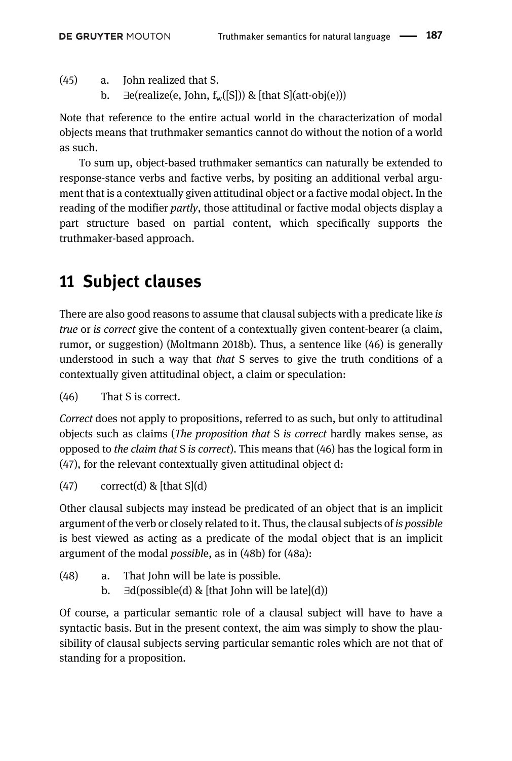(45) a. John realized that S.

b. ∃e(realize(e, John, $f_w$([S])) & [that S](att-obj(e)))

Note that reference to the entire actual world in the characterization of modal objects means that truthmaker semantics cannot do without the notion of a world as such.

To sum up, object-based truthmaker semantics can naturally be extended to response-stance verbs and factive verbs, by positing an additional verbal argument that is a contextually given attitudinal object or a factive modal object. In the reading of the modifier *partly*, those attitudinal or factive modal objects display a part structure based on partial content, which specifically supports the truthmaker-based approach.

## 11 Subject clauses

There are also good reasons to assume that clausal subjects with a predicate like *is true* or *is correct* give the content of a contextually given content-bearer (a claim, rumor, or suggestion) (Moltmann 2018b). Thus, a sentence like (46) is generally understood in such a way that *that* S serves to give the truth conditions of a contextually given attitudinal object, a claim or speculation:

(46) That S is correct.

*Correct* does not apply to propositions, referred to as such, but only to attitudinal objects such as claims (*The proposition that* S *is correct* hardly makes sense, as opposed to *the claim that* S *is correct*). This means that (46) has the logical form in (47), for the relevant contextually given attitudinal object d:

(47) correct(d) & [that S](d)

Other clausal subjects may instead be predicated of an object that is an implicit argument of the verb or closely related to it. Thus, the clausal subjects of *is possible* is best viewed as acting as a predicate of the modal object that is an implicit argument of the modal *possibl*e, as in (48b) for (48a):

(48) a. That John will be late is possible.

b. ∃d(possible(d) & [that John will be late](d))

Of course, a particular semantic role of a clausal subject will have to have a syntactic basis. But in the present context, the aim was simply to show the plausibility of clausal subjects serving particular semantic roles which are not that of standing for a proposition.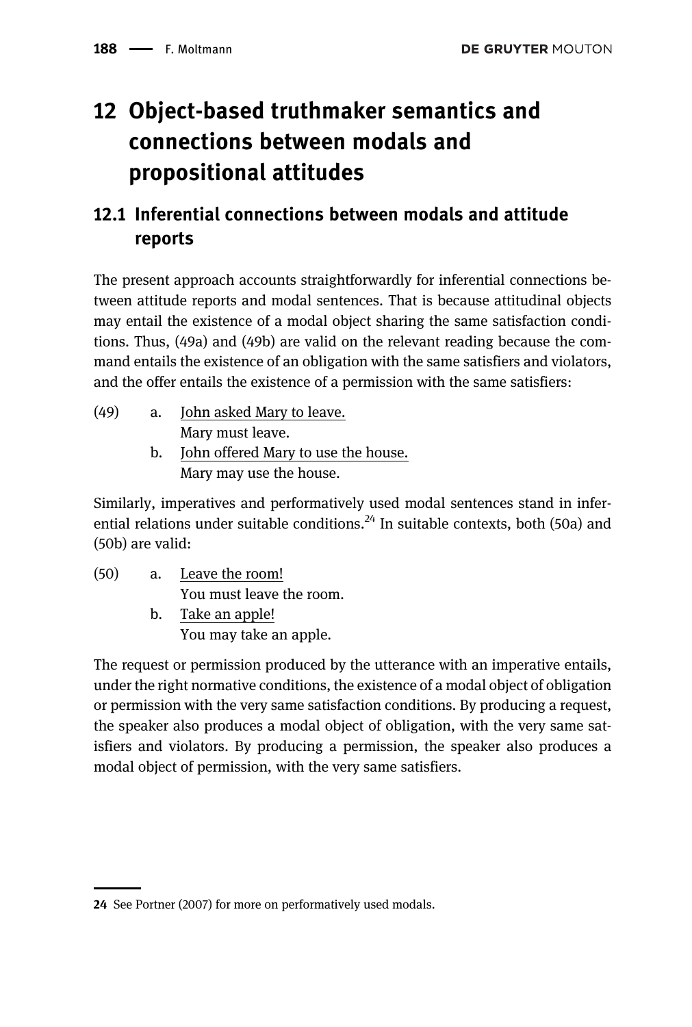# 12 Object-based truthmaker semantics and connections between modals and propositional attitudes

## 12.1 Inferential connections between modals and attitude reports

The present approach accounts straightforwardly for inferential connections between attitude reports and modal sentences. That is because attitudinal objects may entail the existence of a modal object sharing the same satisfaction conditions. Thus, (49a) and (49b) are valid on the relevant reading because the command entails the existence of an obligation with the same satisfiers and violators, and the offer entails the existence of a permission with the same satisfiers:

(49) a. <u>John asked Mary to leave.</u>
Mary must leave.

b. <u>John offered Mary to use the house.</u>
Mary may use the house.

Similarly, imperatives and performatively used modal sentences stand in inferential relations under suitable conditions.[24] In suitable contexts, both (50a) and (50b) are valid:

(50) a. <u>Leave the room!</u>
You must leave the room.

b. <u>Take an apple!</u>
You may take an apple.

The request or permission produced by the utterance with an imperative entails, under the right normative conditions, the existence of a modal object of obligation or permission with the very same satisfaction conditions. By producing a request, the speaker also produces a modal object of obligation, with the very same satisfiers and violators. By producing a permission, the speaker also produces a modal object of permission, with the very same satisfiers.

---

24 See Portner (2007) for more on performatively used modals.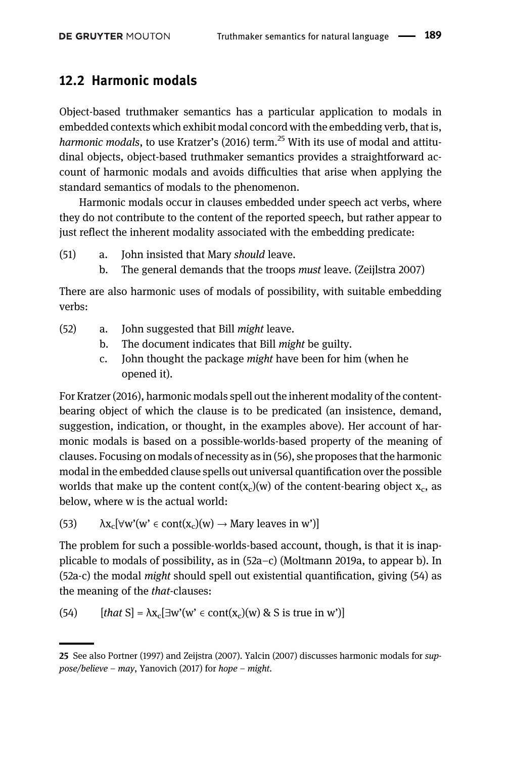## 12.2 Harmonic modals

Object-based truthmaker semantics has a particular application to modals in embedded contexts which exhibit modal concord with the embedding verb, that is, *harmonic modals*, to use Kratzer's (2016) term.[25] With its use of modal and attitudinal objects, object-based truthmaker semantics provides a straightforward account of harmonic modals and avoids difficulties that arise when applying the standard semantics of modals to the phenomenon.

Harmonic modals occur in clauses embedded under speech act verbs, where they do not contribute to the content of the reported speech, but rather appear to just reflect the inherent modality associated with the embedding predicate:

(51) a. John insisted that Mary *should* leave.
 b. The general demands that the troops *must* leave. (Zeijlstra 2007)

There are also harmonic uses of modals of possibility, with suitable embedding verbs:

(52) a. John suggested that Bill *might* leave.
 b. The document indicates that Bill *might* be guilty.
 c. John thought the package *might* have been for him (when he opened it).

For Kratzer (2016), harmonic modals spell out the inherent modality of the content-bearing object of which the clause is to be predicated (an insistence, demand, suggestion, indication, or thought, in the examples above). Her account of harmonic modals is based on a possible-worlds-based property of the meaning of clauses. Focusing on modals of necessity as in (56), she proposes that the harmonic modal in the embedded clause spells out universal quantification over the possible worlds that make up the content $cont(x_c)(w)$ of the content-bearing object $x_c$, as below, where w is the actual world:

(53) $\lambda x_c[\forall w'(w' \in cont(x_c)(w) \rightarrow \text{Mary leaves in } w')]$

The problem for such a possible-worlds-based account, though, is that it is inapplicable to modals of possibility, as in (52a–c) (Moltmann 2019a, to appear b). In (52a-c) the modal *might* should spell out existential quantification, giving (54) as the meaning of the *that*-clauses:

(54) $[\textit{that } S] = \lambda x_c[\exists w'(w' \in cont(x_c)(w)\ \&\ S \text{ is true in } w')]$

---

25 See also Portner (1997) and Zeijstra (2007). Yalcin (2007) discusses harmonic modals for *suppose/believe – may*, Yanovich (2017) for *hope – might*.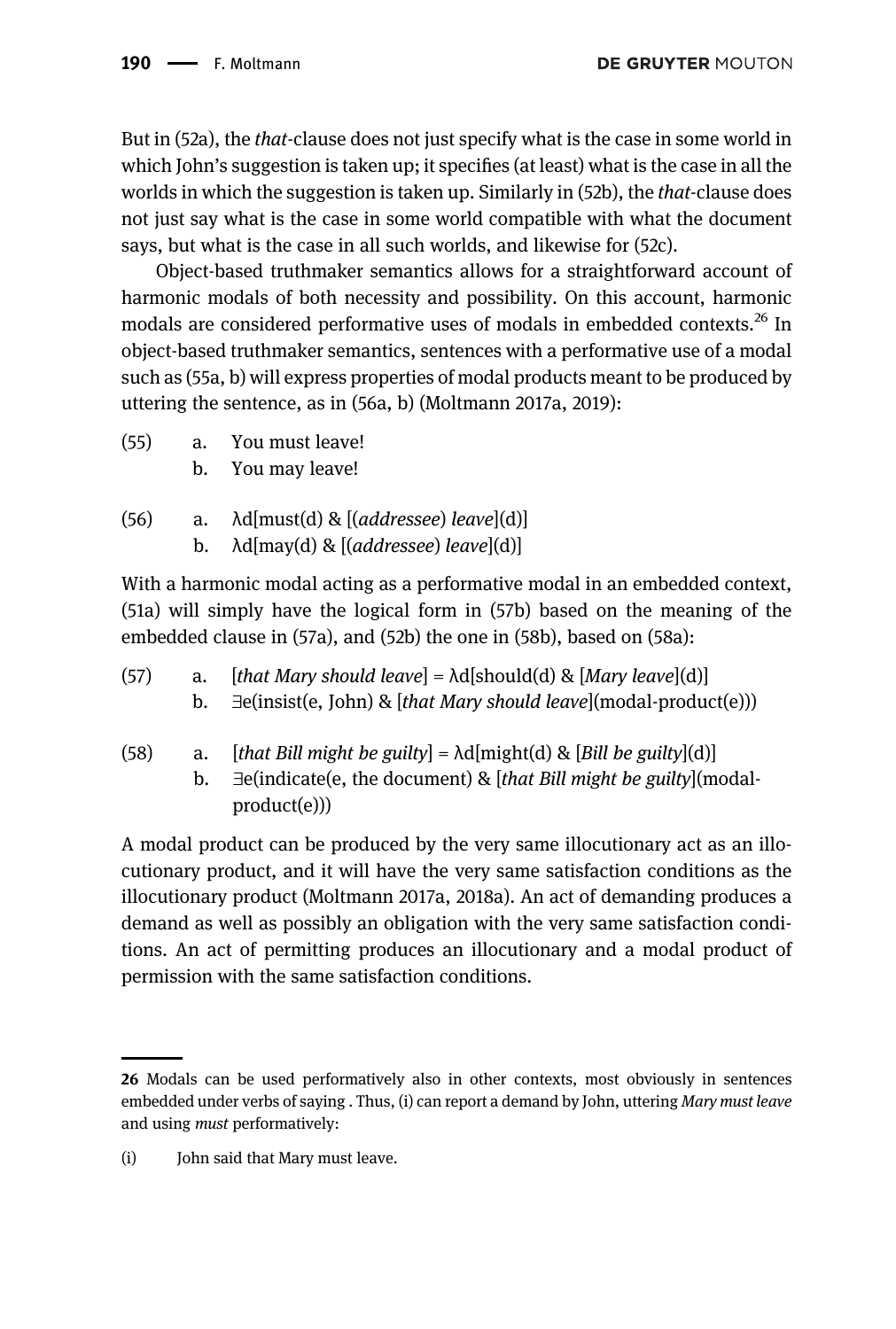But in (52a), the *that*-clause does not just specify what is the case in some world in which John's suggestion is taken up; it specifies (at least) what is the case in all the worlds in which the suggestion is taken up. Similarly in (52b), the *that*-clause does not just say what is the case in some world compatible with what the document says, but what is the case in all such worlds, and likewise for (52c).

Object-based truthmaker semantics allows for a straightforward account of harmonic modals of both necessity and possibility. On this account, harmonic modals are considered performative uses of modals in embedded contexts.[26] In object-based truthmaker semantics, sentences with a performative use of a modal such as (55a, b) will express properties of modal products meant to be produced by uttering the sentence, as in (56a, b) (Moltmann 2017a, 2019):

(55) a. You must leave!
 b. You may leave!

(56) a. λd[must(d) & [(*addressee*) *leave*](d)]
 b. λd[may(d) & [(*addressee*) *leave*](d)]

With a harmonic modal acting as a performative modal in an embedded context, (51a) will simply have the logical form in (57b) based on the meaning of the embedded clause in (57a), and (52b) the one in (58b), based on (58a):

(57) a. [*that Mary should leave*] = λd[should(d) & [*Mary leave*](d)]
 b. ∃e(insist(e, John) & [*that Mary should leave*](modal-product(e)))

(58) a. [*that Bill might be guilty*] = λd[might(d) & [*Bill be guilty*](d)]
 b. ∃e(indicate(e, the document) & [*that Bill might be guilty*](modal-product(e)))

A modal product can be produced by the very same illocutionary act as an illocutionary product, and it will have the very same satisfaction conditions as the illocutionary product (Moltmann 2017a, 2018a). An act of demanding produces a demand as well as possibly an obligation with the very same satisfaction conditions. An act of permitting produces an illocutionary and a modal product of permission with the same satisfaction conditions.

---

**26** Modals can be used performatively also in other contexts, most obviously in sentences embedded under verbs of saying . Thus, (i) can report a demand by John, uttering *Mary must leave* and using *must* performatively:

(i) John said that Mary must leave.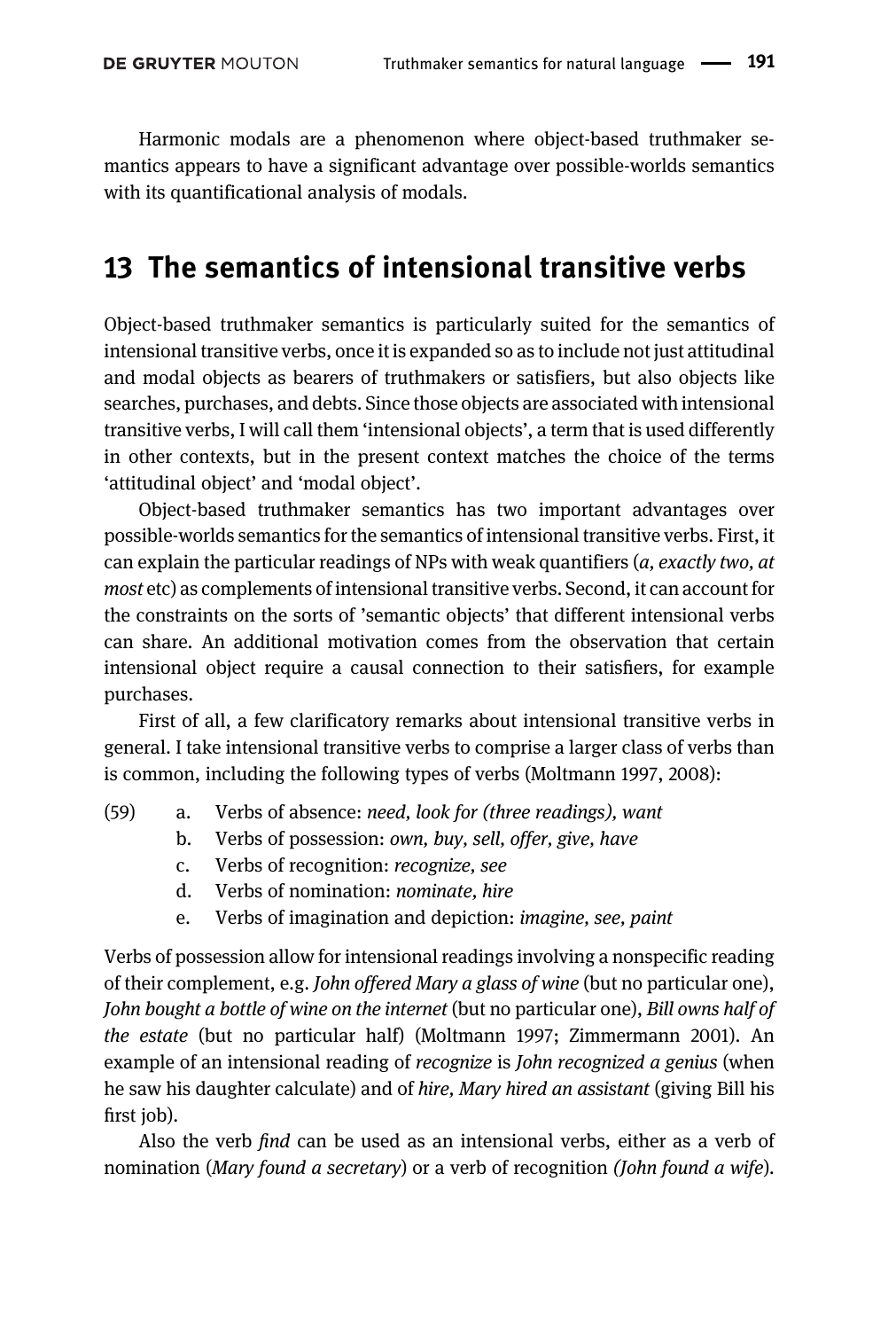Harmonic modals are a phenomenon where object-based truthmaker semantics appears to have a significant advantage over possible-worlds semantics with its quantificational analysis of modals.

## 13 The semantics of intensional transitive verbs

Object-based truthmaker semantics is particularly suited for the semantics of intensional transitive verbs, once it is expanded so as to include not just attitudinal and modal objects as bearers of truthmakers or satisfiers, but also objects like searches, purchases, and debts. Since those objects are associated with intensional transitive verbs, I will call them 'intensional objects', a term that is used differently in other contexts, but in the present context matches the choice of the terms 'attitudinal object' and 'modal object'.

Object-based truthmaker semantics has two important advantages over possible-worlds semantics for the semantics of intensional transitive verbs. First, it can explain the particular readings of NPs with weak quantifiers (*a, exactly two, at most* etc) as complements of intensional transitive verbs. Second, it can account for the constraints on the sorts of 'semantic objects' that different intensional verbs can share. An additional motivation comes from the observation that certain intensional object require a causal connection to their satisfiers, for example purchases.

First of all, a few clarificatory remarks about intensional transitive verbs in general. I take intensional transitive verbs to comprise a larger class of verbs than is common, including the following types of verbs (Moltmann 1997, 2008):

(59) a. Verbs of absence: *need, look for (three readings), want*
 b. Verbs of possession: *own, buy, sell, offer, give, have*
 c. Verbs of recognition: *recognize, see*
 d. Verbs of nomination: *nominate, hire*
 e. Verbs of imagination and depiction: *imagine, see, paint*

Verbs of possession allow for intensional readings involving a nonspecific reading of their complement, e.g. *John offered Mary a glass of wine* (but no particular one), *John bought a bottle of wine on the internet* (but no particular one), *Bill owns half of the estate* (but no particular half) (Moltmann 1997; Zimmermann 2001). An example of an intensional reading of *recognize* is *John recognized a genius* (when he saw his daughter calculate) and of *hire, Mary hired an assistant* (giving Bill his first job).

Also the verb *find* can be used as an intensional verbs, either as a verb of nomination (*Mary found a secretary*) or a verb of recognition *(John found a wife*).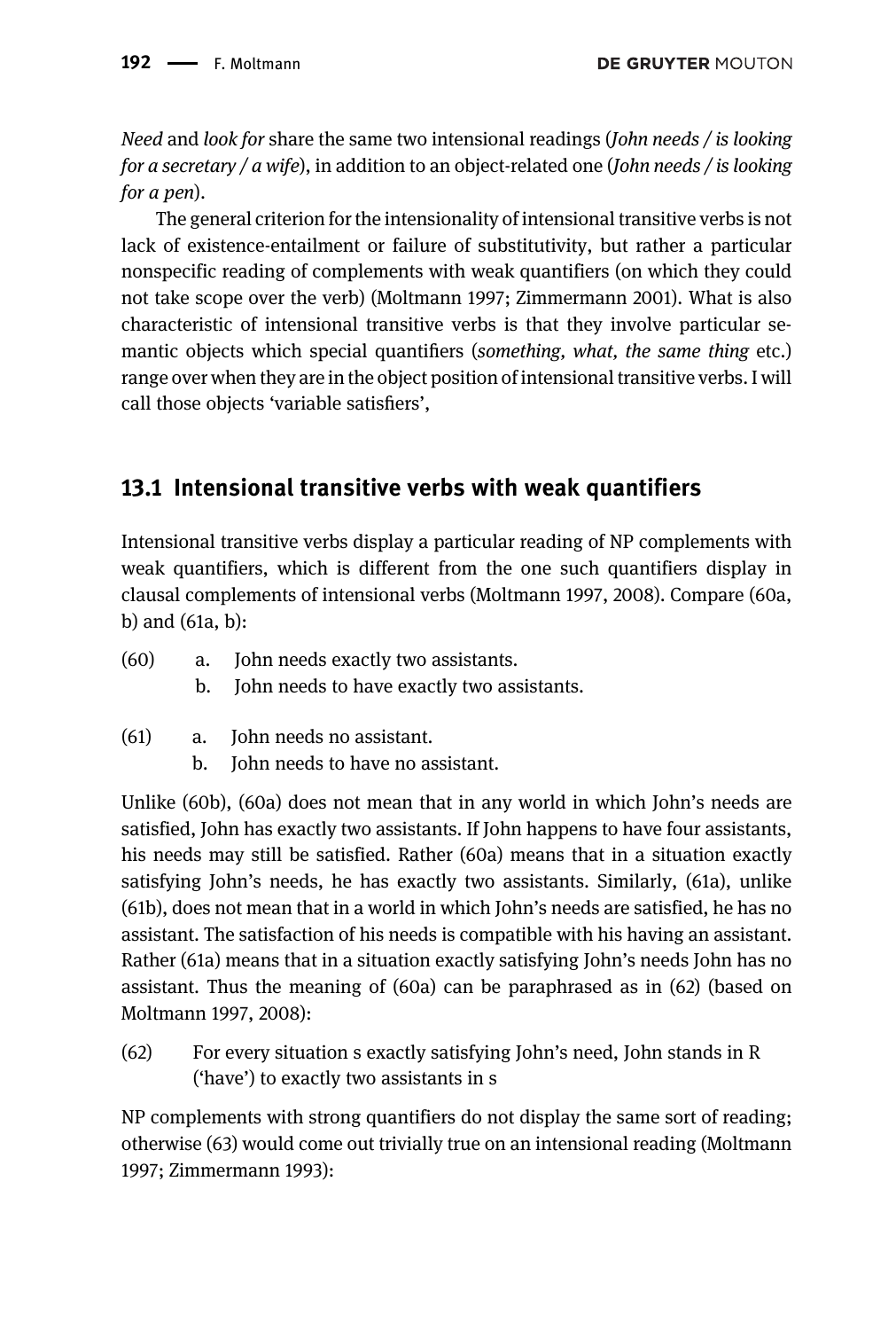*Need* and *look for* share the same two intensional readings (*John needs / is looking for a secretary / a wife*), in addition to an object-related one (*John needs / is looking for a pen*).

The general criterion for the intensionality of intensional transitive verbs is not lack of existence-entailment or failure of substitutivity, but rather a particular nonspecific reading of complements with weak quantifiers (on which they could not take scope over the verb) (Moltmann 1997; Zimmermann 2001). What is also characteristic of intensional transitive verbs is that they involve particular semantic objects which special quantifiers (*something, what, the same thing* etc.) range over when they are in the object position of intensional transitive verbs. I will call those objects 'variable satisfiers',

## 13.1 Intensional transitive verbs with weak quantifiers

Intensional transitive verbs display a particular reading of NP complements with weak quantifiers, which is different from the one such quantifiers display in clausal complements of intensional verbs (Moltmann 1997, 2008). Compare (60a, b) and (61a, b):

(60) a. John needs exactly two assistants.
 b. John needs to have exactly two assistants.

(61) a. John needs no assistant.
 b. John needs to have no assistant.

Unlike (60b), (60a) does not mean that in any world in which John's needs are satisfied, John has exactly two assistants. If John happens to have four assistants, his needs may still be satisfied. Rather (60a) means that in a situation exactly satisfying John's needs, he has exactly two assistants. Similarly, (61a), unlike (61b), does not mean that in a world in which John's needs are satisfied, he has no assistant. The satisfaction of his needs is compatible with his having an assistant. Rather (61a) means that in a situation exactly satisfying John's needs John has no assistant. Thus the meaning of (60a) can be paraphrased as in (62) (based on Moltmann 1997, 2008):

(62) For every situation s exactly satisfying John's need, John stands in R ('have') to exactly two assistants in s

NP complements with strong quantifiers do not display the same sort of reading; otherwise (63) would come out trivially true on an intensional reading (Moltmann 1997; Zimmermann 1993):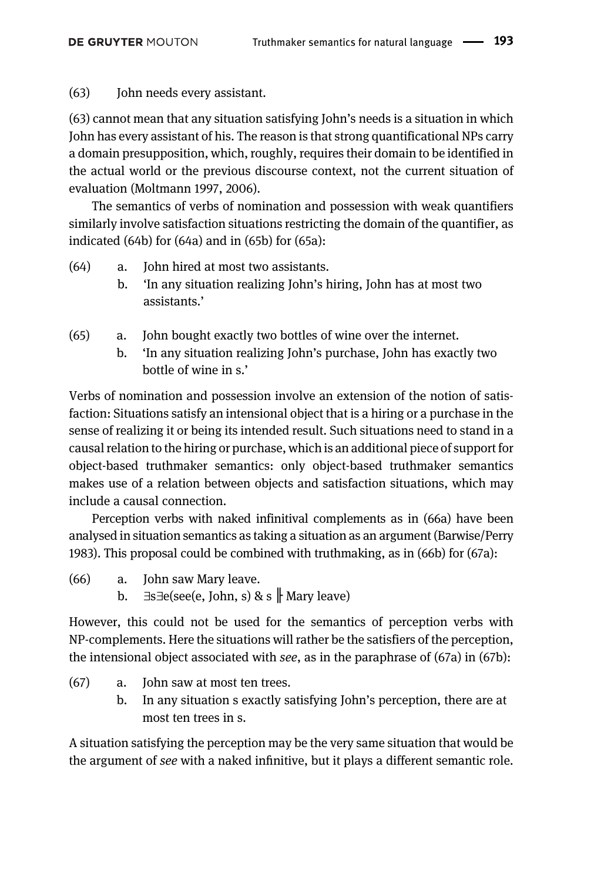(63) John needs every assistant.

(63) cannot mean that any situation satisfying John's needs is a situation in which John has every assistant of his. The reason is that strong quantificational NPs carry a domain presupposition, which, roughly, requires their domain to be identified in the actual world or the previous discourse context, not the current situation of evaluation (Moltmann 1997, 2006).

The semantics of verbs of nomination and possession with weak quantifiers similarly involve satisfaction situations restricting the domain of the quantifier, as indicated (64b) for (64a) and in (65b) for (65a):

(64) a. John hired at most two assistants.
     b. 'In any situation realizing John's hiring, John has at most two assistants.'

(65) a. John bought exactly two bottles of wine over the internet.
     b. 'In any situation realizing John's purchase, John has exactly two bottle of wine in s.'

Verbs of nomination and possession involve an extension of the notion of satisfaction: Situations satisfy an intensional object that is a hiring or a purchase in the sense of realizing it or being its intended result. Such situations need to stand in a causal relation to the hiring or purchase, which is an additional piece of support for object-based truthmaker semantics: only object-based truthmaker semantics makes use of a relation between objects and satisfaction situations, which may include a causal connection.

Perception verbs with naked infinitival complements as in (66a) have been analysed in situation semantics as taking a situation as an argument (Barwise/Perry 1983). This proposal could be combined with truthmaking, as in (66b) for (67a):

(66) a. John saw Mary leave.
     b. $\exists s \exists e(\text{see}(e, \text{John}, s) \ \& \ s \Vdash \text{Mary leave})$

However, this could not be used for the semantics of perception verbs with NP-complements. Here the situations will rather be the satisfiers of the perception, the intensional object associated with *see*, as in the paraphrase of (67a) in (67b):

(67) a. John saw at most ten trees.
     b. In any situation s exactly satisfying John's perception, there are at most ten trees in s.

A situation satisfying the perception may be the very same situation that would be the argument of *see* with a naked infinitive, but it plays a different semantic role.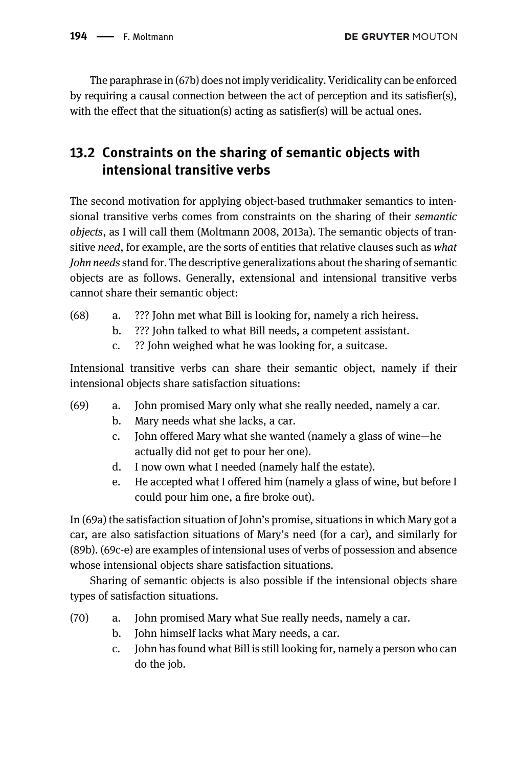The paraphrase in (67b) does not imply veridicality. Veridicality can be enforced by requiring a causal connection between the act of perception and its satisfier(s), with the effect that the situation(s) acting as satisfier(s) will be actual ones.

## 13.2 Constraints on the sharing of semantic objects with intensional transitive verbs

The second motivation for applying object-based truthmaker semantics to intensional transitive verbs comes from constraints on the sharing of their *semantic objects*, as I will call them (Moltmann 2008, 2013a). The semantic objects of transitive *need*, for example, are the sorts of entities that relative clauses such as *what John needs* stand for. The descriptive generalizations about the sharing of semantic objects are as follows. Generally, extensional and intensional transitive verbs cannot share their semantic object:

(68) a. ??? John met what Bill is looking for, namely a rich heiress.
b. ??? John talked to what Bill needs, a competent assistant.
c. ?? John weighed what he was looking for, a suitcase.

Intensional transitive verbs can share their semantic object, namely if their intensional objects share satisfaction situations:

(69) a. John promised Mary only what she really needed, namely a car.
b. Mary needs what she lacks, a car.
c. John offered Mary what she wanted (namely a glass of wine—he actually did not get to pour her one).
d. I now own what I needed (namely half the estate).
e. He accepted what I offered him (namely a glass of wine, but before I could pour him one, a fire broke out).

In (69a) the satisfaction situation of John's promise, situations in which Mary got a car, are also satisfaction situations of Mary's need (for a car), and similarly for (89b). (69c-e) are examples of intensional uses of verbs of possession and absence whose intensional objects share satisfaction situations.

Sharing of semantic objects is also possible if the intensional objects share types of satisfaction situations.

(70) a. John promised Mary what Sue really needs, namely a car.
b. John himself lacks what Mary needs, a car.
c. John has found what Bill is still looking for, namely a person who can do the job.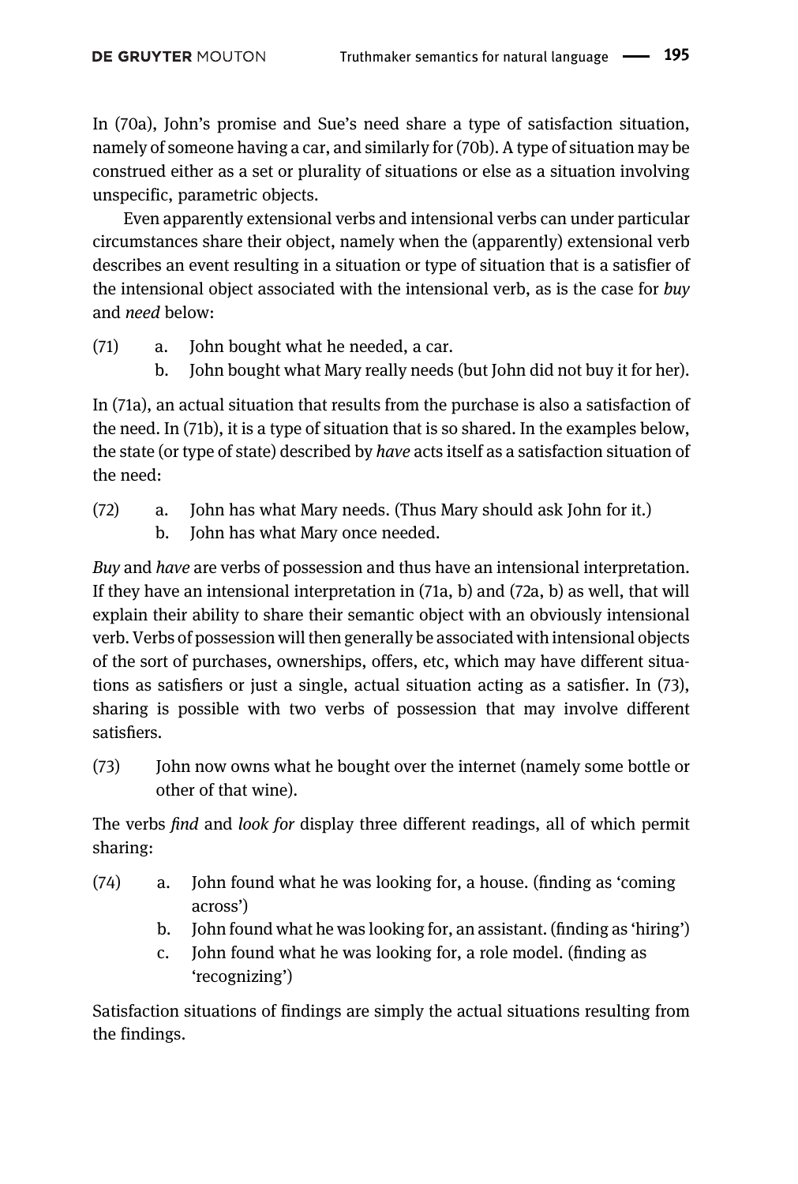In (70a), John's promise and Sue's need share a type of satisfaction situation, namely of someone having a car, and similarly for (70b). A type of situation may be construed either as a set or plurality of situations or else as a situation involving unspecific, parametric objects.

Even apparently extensional verbs and intensional verbs can under particular circumstances share their object, namely when the (apparently) extensional verb describes an event resulting in a situation or type of situation that is a satisfier of the intensional object associated with the intensional verb, as is the case for *buy* and *need* below:

(71) a. John bought what he needed, a car.
b. John bought what Mary really needs (but John did not buy it for her).

In (71a), an actual situation that results from the purchase is also a satisfaction of the need. In (71b), it is a type of situation that is so shared. In the examples below, the state (or type of state) described by *have* acts itself as a satisfaction situation of the need:

(72) a. John has what Mary needs. (Thus Mary should ask John for it.)
b. John has what Mary once needed.

*Buy* and *have* are verbs of possession and thus have an intensional interpretation. If they have an intensional interpretation in (71a, b) and (72a, b) as well, that will explain their ability to share their semantic object with an obviously intensional verb. Verbs of possession will then generally be associated with intensional objects of the sort of purchases, ownerships, offers, etc, which may have different situations as satisfiers or just a single, actual situation acting as a satisfier. In (73), sharing is possible with two verbs of possession that may involve different satisfiers.

(73) John now owns what he bought over the internet (namely some bottle or other of that wine).

The verbs *find* and *look for* display three different readings, all of which permit sharing:

(74) a. John found what he was looking for, a house. (finding as 'coming across')
b. John found what he was looking for, an assistant. (finding as 'hiring')
c. John found what he was looking for, a role model. (finding as 'recognizing')

Satisfaction situations of findings are simply the actual situations resulting from the findings.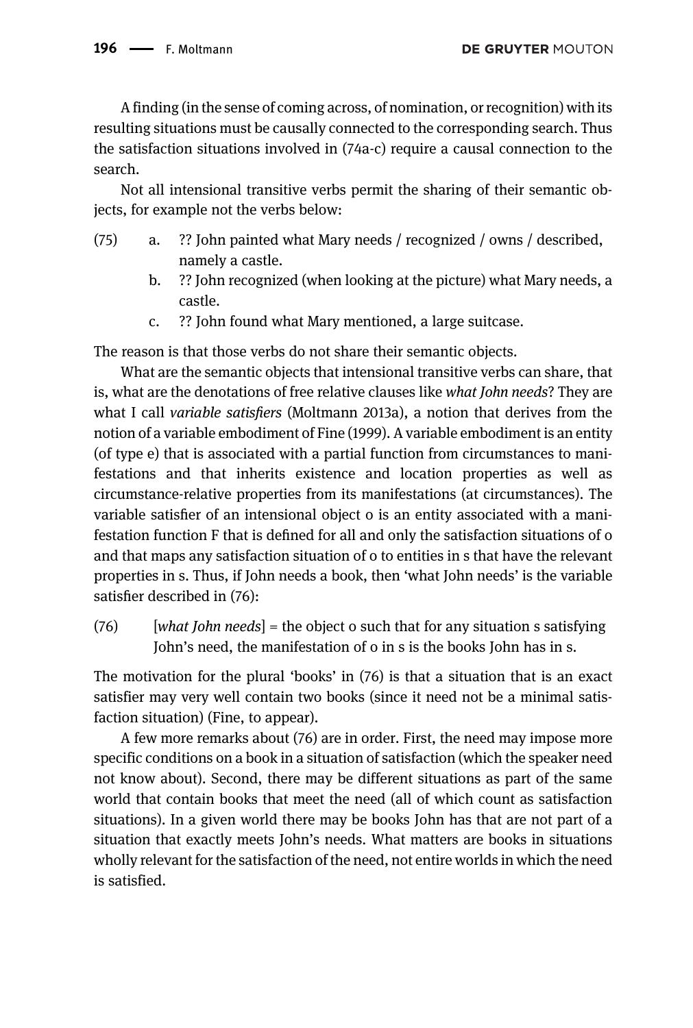A finding (in the sense of coming across, of nomination, or recognition) with its resulting situations must be causally connected to the corresponding search. Thus the satisfaction situations involved in (74a-c) require a causal connection to the search.

Not all intensional transitive verbs permit the sharing of their semantic objects, for example not the verbs below:

(75) a. ?? John painted what Mary needs / recognized / owns / described, namely a castle.
   b. ?? John recognized (when looking at the picture) what Mary needs, a castle.
   c. ?? John found what Mary mentioned, a large suitcase.

The reason is that those verbs do not share their semantic objects.

What are the semantic objects that intensional transitive verbs can share, that is, what are the denotations of free relative clauses like *what John needs*? They are what I call *variable satisfiers* (Moltmann 2013a), a notion that derives from the notion of a variable embodiment of Fine (1999). A variable embodiment is an entity (of type e) that is associated with a partial function from circumstances to manifestations and that inherits existence and location properties as well as circumstance-relative properties from its manifestations (at circumstances). The variable satisfier of an intensional object o is an entity associated with a manifestation function F that is defined for all and only the satisfaction situations of o and that maps any satisfaction situation of o to entities in s that have the relevant properties in s. Thus, if John needs a book, then 'what John needs' is the variable satisfier described in (76):

(76) [*what John needs*] = the object o such that for any situation s satisfying John's need, the manifestation of o in s is the books John has in s.

The motivation for the plural 'books' in (76) is that a situation that is an exact satisfier may very well contain two books (since it need not be a minimal satisfaction situation) (Fine, to appear).

A few more remarks about (76) are in order. First, the need may impose more specific conditions on a book in a situation of satisfaction (which the speaker need not know about). Second, there may be different situations as part of the same world that contain books that meet the need (all of which count as satisfaction situations). In a given world there may be books John has that are not part of a situation that exactly meets John's needs. What matters are books in situations wholly relevant for the satisfaction of the need, not entire worlds in which the need is satisfied.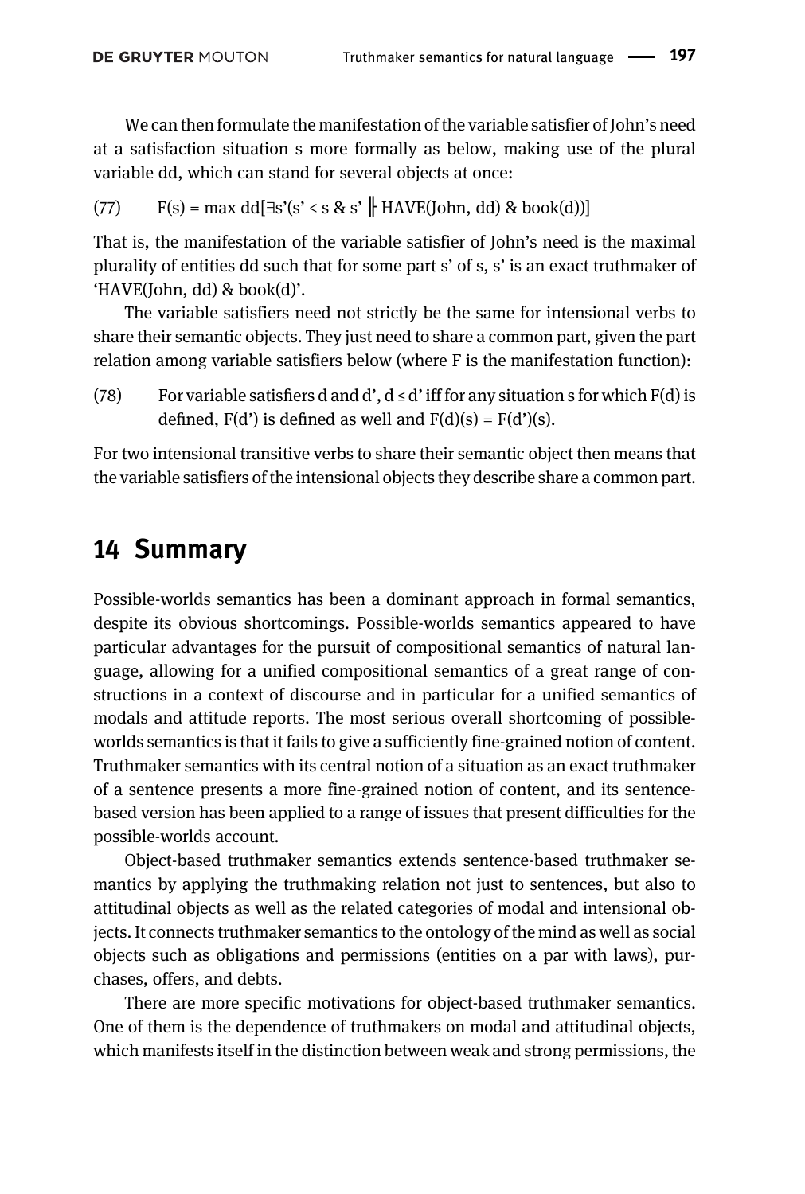We can then formulate the manifestation of the variable satisfier of John's need at a satisfaction situation s more formally as below, making use of the plural variable dd, which can stand for several objects at once:

(77) $F(s) = \max dd[\exists s'(s' < s \; \& \; s' \Vdash \text{HAVE(John, dd)} \; \& \; \text{book(d)})]$

That is, the manifestation of the variable satisfier of John's need is the maximal plurality of entities dd such that for some part s' of s, s' is an exact truthmaker of 'HAVE(John, dd) & book(d)'.

The variable satisfiers need not strictly be the same for intensional verbs to share their semantic objects. They just need to share a common part, given the part relation among variable satisfiers below (where F is the manifestation function):

(78) For variable satisfiers d and d', $d \leq d'$ iff for any situation s for which F(d) is defined, F(d') is defined as well and $F(d)(s) = F(d')(s)$.

For two intensional transitive verbs to share their semantic object then means that the variable satisfiers of the intensional objects they describe share a common part.

## 14 Summary

Possible-worlds semantics has been a dominant approach in formal semantics, despite its obvious shortcomings. Possible-worlds semantics appeared to have particular advantages for the pursuit of compositional semantics of natural language, allowing for a unified compositional semantics of a great range of constructions in a context of discourse and in particular for a unified semantics of modals and attitude reports. The most serious overall shortcoming of possible-worlds semantics is that it fails to give a sufficiently fine-grained notion of content. Truthmaker semantics with its central notion of a situation as an exact truthmaker of a sentence presents a more fine-grained notion of content, and its sentence-based version has been applied to a range of issues that present difficulties for the possible-worlds account.

Object-based truthmaker semantics extends sentence-based truthmaker semantics by applying the truthmaking relation not just to sentences, but also to attitudinal objects as well as the related categories of modal and intensional objects. It connects truthmaker semantics to the ontology of the mind as well as social objects such as obligations and permissions (entities on a par with laws), purchases, offers, and debts.

There are more specific motivations for object-based truthmaker semantics. One of them is the dependence of truthmakers on modal and attitudinal objects, which manifests itself in the distinction between weak and strong permissions, the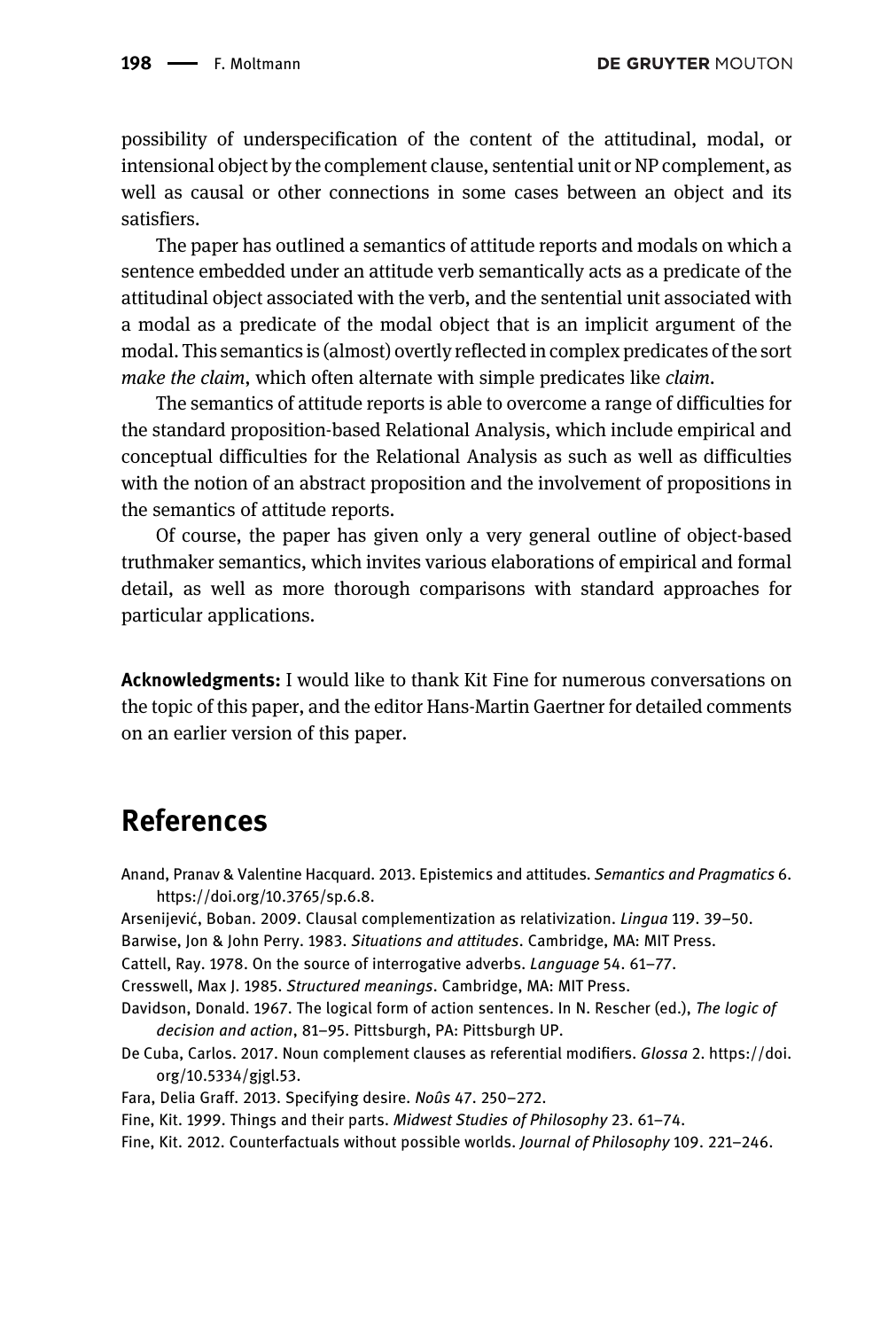possibility of underspecification of the content of the attitudinal, modal, or intensional object by the complement clause, sentential unit or NP complement, as well as causal or other connections in some cases between an object and its satisfiers.

The paper has outlined a semantics of attitude reports and modals on which a sentence embedded under an attitude verb semantically acts as a predicate of the attitudinal object associated with the verb, and the sentential unit associated with a modal as a predicate of the modal object that is an implicit argument of the modal. This semantics is (almost) overtly reflected in complex predicates of the sort *make the claim*, which often alternate with simple predicates like *claim*.

The semantics of attitude reports is able to overcome a range of difficulties for the standard proposition-based Relational Analysis, which include empirical and conceptual difficulties for the Relational Analysis as such as well as difficulties with the notion of an abstract proposition and the involvement of propositions in the semantics of attitude reports.

Of course, the paper has given only a very general outline of object-based truthmaker semantics, which invites various elaborations of empirical and formal detail, as well as more thorough comparisons with standard approaches for particular applications.

**Acknowledgments:** I would like to thank Kit Fine for numerous conversations on the topic of this paper, and the editor Hans-Martin Gaertner for detailed comments on an earlier version of this paper.

# References

Anand, Pranav & Valentine Hacquard. 2013. Epistemics and attitudes. *Semantics and Pragmatics* 6. https://doi.org/10.3765/sp.6.8.

Arsenijević, Boban. 2009. Clausal complementization as relativization. *Lingua* 119. 39–50.

Barwise, Jon & John Perry. 1983. *Situations and attitudes*. Cambridge, MA: MIT Press.

Cattell, Ray. 1978. On the source of interrogative adverbs. *Language* 54. 61–77.

Cresswell, Max J. 1985. *Structured meanings*. Cambridge, MA: MIT Press.

Davidson, Donald. 1967. The logical form of action sentences. In N. Rescher (ed.), *The logic of decision and action*, 81–95. Pittsburgh, PA: Pittsburgh UP.

De Cuba, Carlos. 2017. Noun complement clauses as referential modifiers. *Glossa* 2. https://doi.org/10.5334/gjgl.53.

Fara, Delia Graff. 2013. Specifying desire. *Noûs* 47. 250–272.

Fine, Kit. 1999. Things and their parts. *Midwest Studies of Philosophy* 23. 61–74.

Fine, Kit. 2012. Counterfactuals without possible worlds. *Journal of Philosophy* 109. 221–246.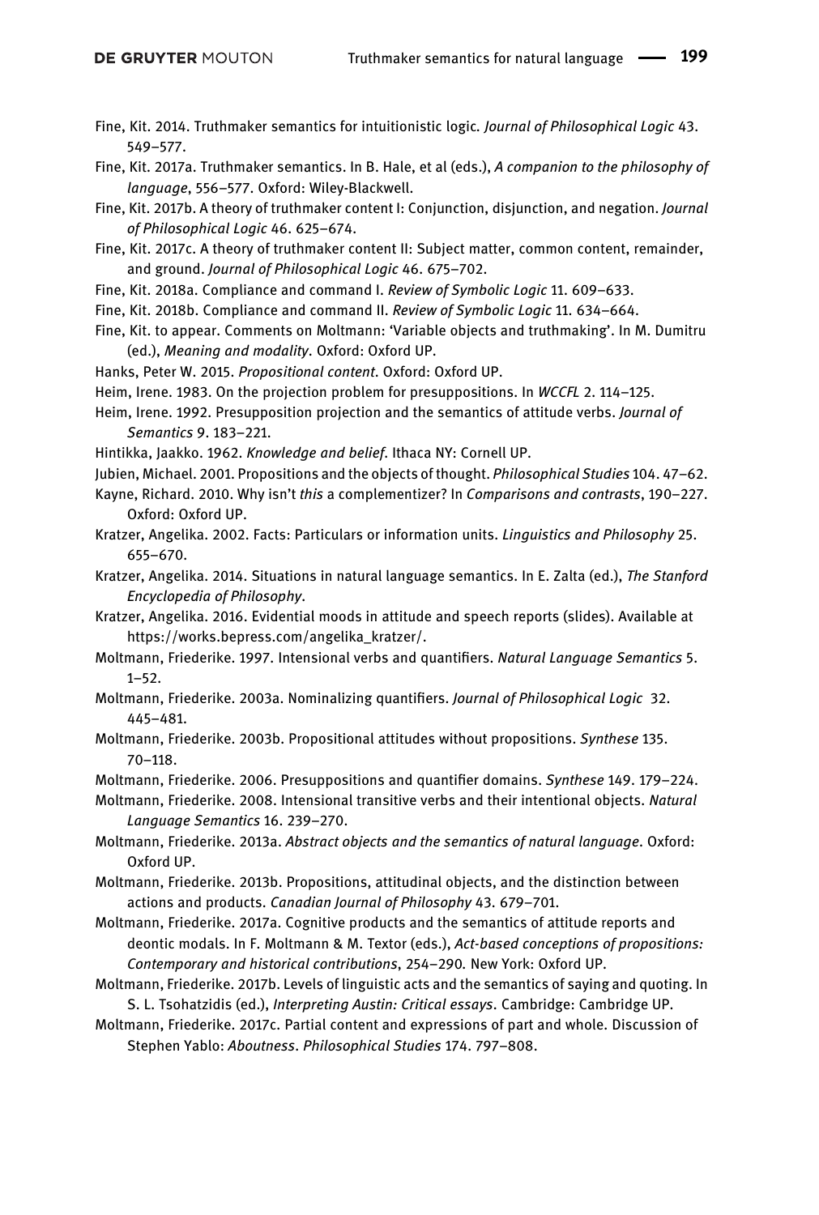Fine, Kit. 2014. Truthmaker semantics for intuitionistic logic. *Journal of Philosophical Logic* 43. 549–577.

Fine, Kit. 2017a. Truthmaker semantics. In B. Hale, et al (eds.), *A companion to the philosophy of language*, 556–577. Oxford: Wiley-Blackwell.

Fine, Kit. 2017b. A theory of truthmaker content I: Conjunction, disjunction, and negation. *Journal of Philosophical Logic* 46. 625–674.

Fine, Kit. 2017c. A theory of truthmaker content II: Subject matter, common content, remainder, and ground. *Journal of Philosophical Logic* 46. 675–702.

Fine, Kit. 2018a. Compliance and command I. *Review of Symbolic Logic* 11. 609–633.

Fine, Kit. 2018b. Compliance and command II. *Review of Symbolic Logic* 11. 634–664.

Fine, Kit. to appear. Comments on Moltmann: 'Variable objects and truthmaking'. In M. Dumitru (ed.), *Meaning and modality*. Oxford: Oxford UP.

Hanks, Peter W. 2015. *Propositional content*. Oxford: Oxford UP.

Heim, Irene. 1983. On the projection problem for presuppositions. In *WCCFL* 2. 114–125.

Heim, Irene. 1992. Presupposition projection and the semantics of attitude verbs. *Journal of Semantics* 9. 183–221.

Hintikka, Jaakko. 1962. *Knowledge and belief*. Ithaca NY: Cornell UP.

Jubien, Michael. 2001. Propositions and the objects of thought. *Philosophical Studies* 104. 47–62.

Kayne, Richard. 2010. Why isn't *this* a complementizer? In *Comparisons and contrasts*, 190–227. Oxford: Oxford UP.

Kratzer, Angelika. 2002. Facts: Particulars or information units. *Linguistics and Philosophy* 25. 655–670.

Kratzer, Angelika. 2014. Situations in natural language semantics. In E. Zalta (ed.), *The Stanford Encyclopedia of Philosophy*.

Kratzer, Angelika. 2016. Evidential moods in attitude and speech reports (slides). Available at https://works.bepress.com/angelika_kratzer/.

Moltmann, Friederike. 1997. Intensional verbs and quantifiers. *Natural Language Semantics* 5. 1–52.

Moltmann, Friederike. 2003a. Nominalizing quantifiers. *Journal of Philosophical Logic* 32. 445–481.

Moltmann, Friederike. 2003b. Propositional attitudes without propositions. *Synthese* 135. 70–118.

Moltmann, Friederike. 2006. Presuppositions and quantifier domains. *Synthese* 149. 179–224.

Moltmann, Friederike. 2008. Intensional transitive verbs and their intentional objects. *Natural Language Semantics* 16. 239–270.

Moltmann, Friederike. 2013a. *Abstract objects and the semantics of natural language*. Oxford: Oxford UP.

Moltmann, Friederike. 2013b. Propositions, attitudinal objects, and the distinction between actions and products. *Canadian Journal of Philosophy* 43. 679–701.

Moltmann, Friederike. 2017a. Cognitive products and the semantics of attitude reports and deontic modals. In F. Moltmann & M. Textor (eds.), *Act-based conceptions of propositions: Contemporary and historical contributions*, 254–290. New York: Oxford UP.

Moltmann, Friederike. 2017b. Levels of linguistic acts and the semantics of saying and quoting. In S. L. Tsohatzidis (ed.), *Interpreting Austin: Critical essays*. Cambridge: Cambridge UP.

Moltmann, Friederike. 2017c. Partial content and expressions of part and whole. Discussion of Stephen Yablo: *Aboutness*. *Philosophical Studies* 174. 797–808.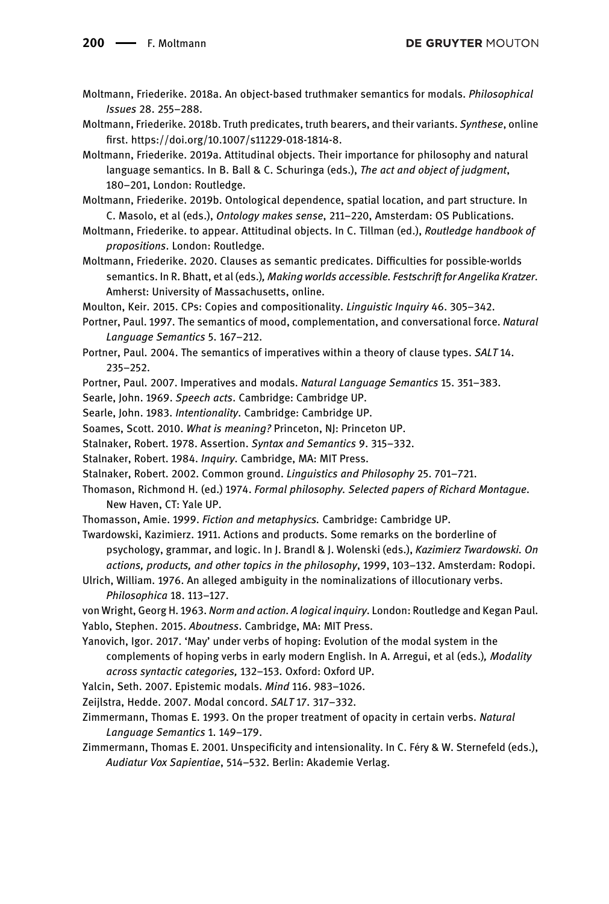Moltmann, Friederike. 2018a. An object-based truthmaker semantics for modals. *Philosophical Issues* 28. 255–288.

Moltmann, Friederike. 2018b. Truth predicates, truth bearers, and their variants. *Synthese*, online first. https://doi.org/10.1007/s11229-018-1814-8.

Moltmann, Friederike. 2019a. Attitudinal objects. Their importance for philosophy and natural language semantics. In B. Ball & C. Schuringa (eds.), *The act and object of judgment*, 180–201, London: Routledge.

Moltmann, Friederike. 2019b. Ontological dependence, spatial location, and part structure. In C. Masolo, et al (eds.), *Ontology makes sense*, 211–220, Amsterdam: OS Publications.

Moltmann, Friederike. to appear. Attitudinal objects. In C. Tillman (ed.), *Routledge handbook of propositions*. London: Routledge.

Moltmann, Friederike. 2020. Clauses as semantic predicates. Difficulties for possible-worlds semantics. In R. Bhatt, et al (eds.)*, Making worlds accessible. Festschrift for Angelika Kratzer*. Amherst: University of Massachusetts, online.

Moulton, Keir. 2015. CPs: Copies and compositionality. *Linguistic Inquiry* 46. 305–342.

Portner, Paul. 1997. The semantics of mood, complementation, and conversational force. *Natural Language Semantics* 5. 167–212.

Portner, Paul. 2004. The semantics of imperatives within a theory of clause types. *SALT* 14. 235–252.

Portner, Paul. 2007. Imperatives and modals. *Natural Language Semantics* 15. 351–383.

Searle, John. 1969. *Speech acts*. Cambridge: Cambridge UP.

Searle, John. 1983. *Intentionality*. Cambridge: Cambridge UP.

Soames, Scott. 2010. *What is meaning?* Princeton, NJ: Princeton UP.

Stalnaker, Robert. 1978. Assertion. *Syntax and Semantics* 9. 315–332.

Stalnaker, Robert. 1984. *Inquiry*. Cambridge, MA: MIT Press.

Stalnaker, Robert. 2002. Common ground. *Linguistics and Philosophy* 25. 701–721.

Thomason, Richmond H. (ed.) 1974. *Formal philosophy. Selected papers of Richard Montague*. New Haven, CT: Yale UP.

Thomasson, Amie. 1999. *Fiction and metaphysics.* Cambridge: Cambridge UP.

Twardowski, Kazimierz. 1911. Actions and products. Some remarks on the borderline of psychology, grammar, and logic. In J. Brandl & J. Wolenski (eds.), *Kazimierz Twardowski. On actions, products, and other topics in the philosophy*, 1999, 103–132. Amsterdam: Rodopi.

Ulrich, William. 1976. An alleged ambiguity in the nominalizations of illocutionary verbs. *Philosophica* 18. 113–127.

von Wright, Georg H. 1963. *Norm and action. A logical inquiry*. London: Routledge and Kegan Paul.

Yablo, Stephen. 2015. *Aboutness*. Cambridge, MA: MIT Press.

Yanovich, Igor. 2017. 'May' under verbs of hoping: Evolution of the modal system in the complements of hoping verbs in early modern English. In A. Arregui, et al (eds.)*, Modality across syntactic categories,* 132–153. Oxford: Oxford UP.

Yalcin, Seth. 2007. Epistemic modals. *Mind* 116. 983–1026.

Zeijlstra, Hedde. 2007. Modal concord. *SALT* 17. 317–332.

Zimmermann, Thomas E. 1993. On the proper treatment of opacity in certain verbs. *Natural Language Semantics* 1. 149–179.

Zimmermann, Thomas E. 2001. Unspecificity and intensionality. In C. Féry & W. Sternefeld (eds.), *Audiatur Vox Sapientiae*, 514–532. Berlin: Akademie Verlag.